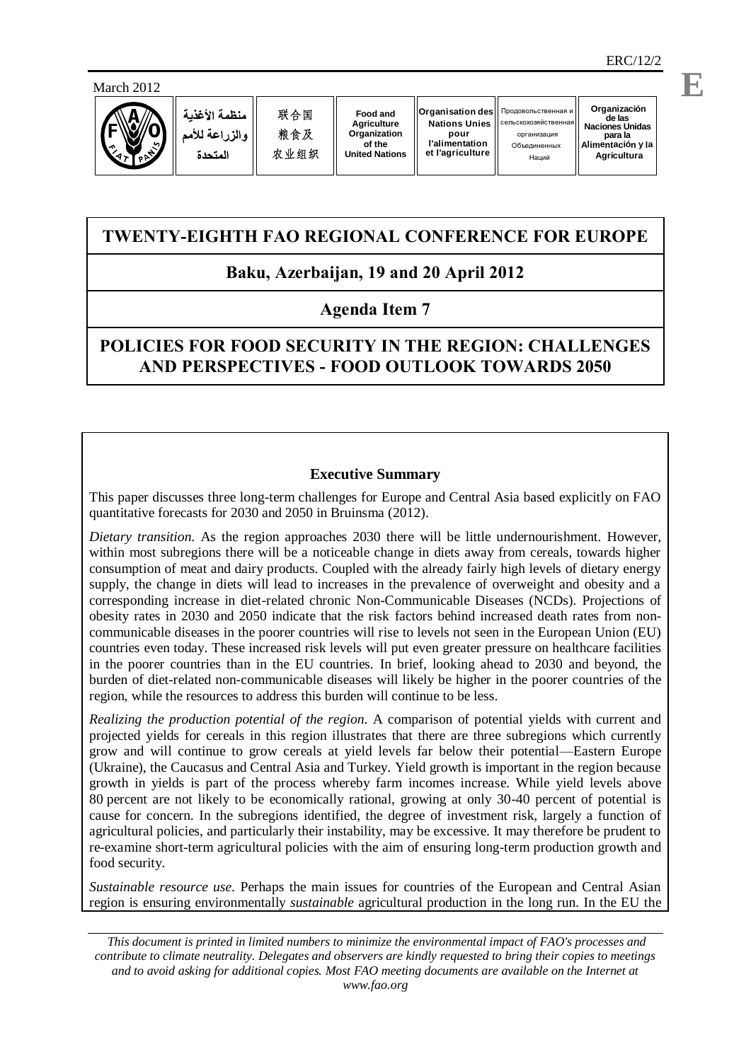ERC/12/2

March 2012

| منظمة الأغذية والزراعة للأمم المتحدة | 联合国粮食及农业组织 | Food and Agriculture Organization of the United Nations | Organisation des Nations Unies pour l'alimentation et l'agriculture | Продовольственная и сельскохозяйственная организация Объединенных Наций | Organización de las Naciones Unidas para la Alimentación y la Agricultura |
|---|---|---|---|---|---|

# TWENTY-EIGHTH FAO REGIONAL CONFERENCE FOR EUROPE

## Baku, Azerbaijan, 19 and 20 April 2012

## Agenda Item 7

# POLICIES FOR FOOD SECURITY IN THE REGION: CHALLENGES AND PERSPECTIVES - FOOD OUTLOOK TOWARDS 2050

### Executive Summary

This paper discusses three long-term challenges for Europe and Central Asia based explicitly on FAO quantitative forecasts for 2030 and 2050 in Bruinsma (2012).

*Dietary transition.* As the region approaches 2030 there will be little undernourishment. However, within most subregions there will be a noticeable change in diets away from cereals, towards higher consumption of meat and dairy products. Coupled with the already fairly high levels of dietary energy supply, the change in diets will lead to increases in the prevalence of overweight and obesity and a corresponding increase in diet-related chronic Non-Communicable Diseases (NCDs). Projections of obesity rates in 2030 and 2050 indicate that the risk factors behind increased death rates from non-communicable diseases in the poorer countries will rise to levels not seen in the European Union (EU) countries even today. These increased risk levels will put even greater pressure on healthcare facilities in the poorer countries than in the EU countries. In brief, looking ahead to 2030 and beyond, the burden of diet-related non-communicable diseases will likely be higher in the poorer countries of the region, while the resources to address this burden will continue to be less.

*Realizing the production potential of the region.* A comparison of potential yields with current and projected yields for cereals in this region illustrates that there are three subregions which currently grow and will continue to grow cereals at yield levels far below their potential—Eastern Europe (Ukraine), the Caucasus and Central Asia and Turkey. Yield growth is important in the region because growth in yields is part of the process whereby farm incomes increase. While yield levels above 80 percent are not likely to be economically rational, growing at only 30-40 percent of potential is cause for concern. In the subregions identified, the degree of investment risk, largely a function of agricultural policies, and particularly their instability, may be excessive. It may therefore be prudent to re-examine short-term agricultural policies with the aim of ensuring long-term production growth and food security.

*Sustainable resource use.* Perhaps the main issues for countries of the European and Central Asian region is ensuring environmentally *sustainable* agricultural production in the long run. In the EU the

*This document is printed in limited numbers to minimize the environmental impact of FAO's processes and contribute to climate neutrality. Delegates and observers are kindly requested to bring their copies to meetings and to avoid asking for additional copies. Most FAO meeting documents are available on the Internet at www.fao.org*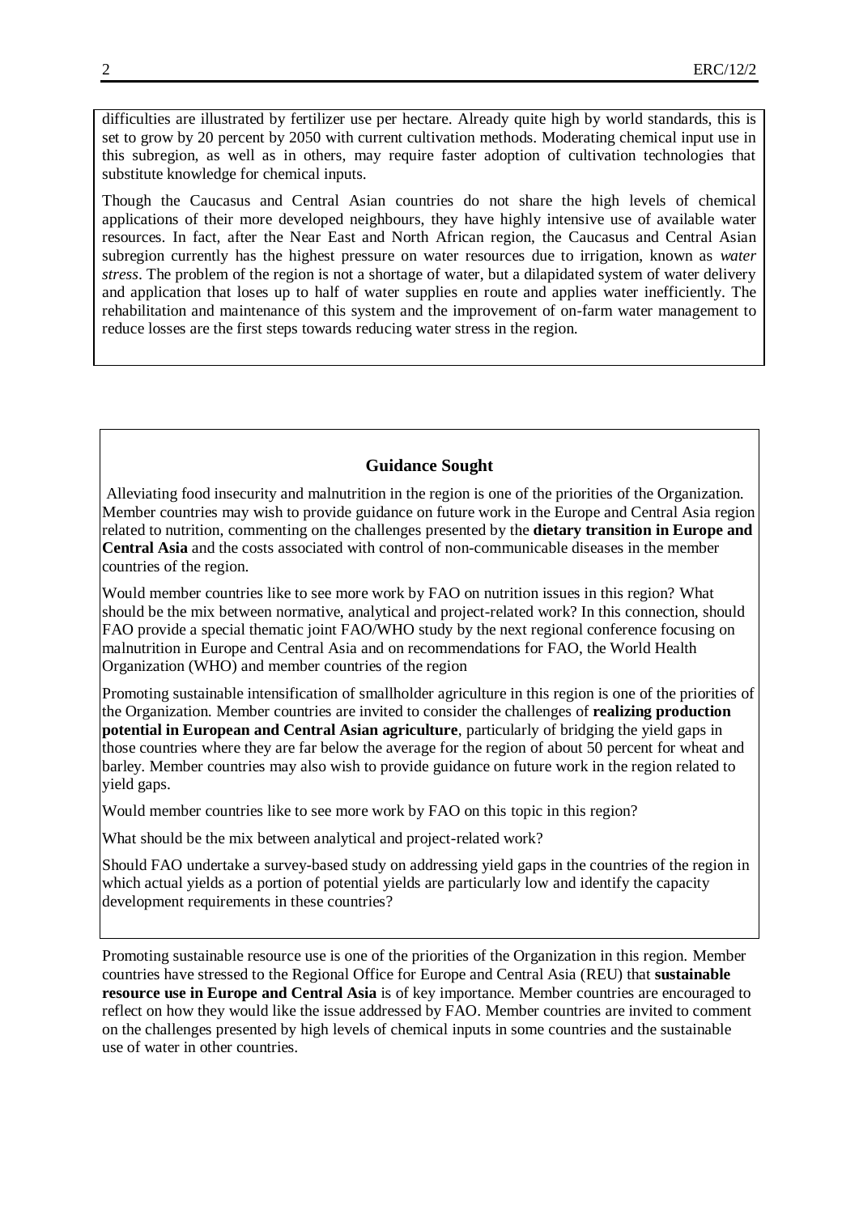difficulties are illustrated by fertilizer use per hectare. Already quite high by world standards, this is set to grow by 20 percent by 2050 with current cultivation methods. Moderating chemical input use in this subregion, as well as in others, may require faster adoption of cultivation technologies that substitute knowledge for chemical inputs.

Though the Caucasus and Central Asian countries do not share the high levels of chemical applications of their more developed neighbours, they have highly intensive use of available water resources. In fact, after the Near East and North African region, the Caucasus and Central Asian subregion currently has the highest pressure on water resources due to irrigation, known as *water stress*. The problem of the region is not a shortage of water, but a dilapidated system of water delivery and application that loses up to half of water supplies en route and applies water inefficiently. The rehabilitation and maintenance of this system and the improvement of on-farm water management to reduce losses are the first steps towards reducing water stress in the region.

### Guidance Sought

Alleviating food insecurity and malnutrition in the region is one of the priorities of the Organization. Member countries may wish to provide guidance on future work in the Europe and Central Asia region related to nutrition, commenting on the challenges presented by the **dietary transition in Europe and Central Asia** and the costs associated with control of non-communicable diseases in the member countries of the region.

Would member countries like to see more work by FAO on nutrition issues in this region? What should be the mix between normative, analytical and project-related work? In this connection, should FAO provide a special thematic joint FAO/WHO study by the next regional conference focusing on malnutrition in Europe and Central Asia and on recommendations for FAO, the World Health Organization (WHO) and member countries of the region

Promoting sustainable intensification of smallholder agriculture in this region is one of the priorities of the Organization. Member countries are invited to consider the challenges of **realizing production potential in European and Central Asian agriculture**, particularly of bridging the yield gaps in those countries where they are far below the average for the region of about 50 percent for wheat and barley. Member countries may also wish to provide guidance on future work in the region related to yield gaps.

Would member countries like to see more work by FAO on this topic in this region?

What should be the mix between analytical and project-related work?

Should FAO undertake a survey-based study on addressing yield gaps in the countries of the region in which actual yields as a portion of potential yields are particularly low and identify the capacity development requirements in these countries?

Promoting sustainable resource use is one of the priorities of the Organization in this region. Member countries have stressed to the Regional Office for Europe and Central Asia (REU) that **sustainable resource use in Europe and Central Asia** is of key importance. Member countries are encouraged to reflect on how they would like the issue addressed by FAO. Member countries are invited to comment on the challenges presented by high levels of chemical inputs in some countries and the sustainable use of water in other countries.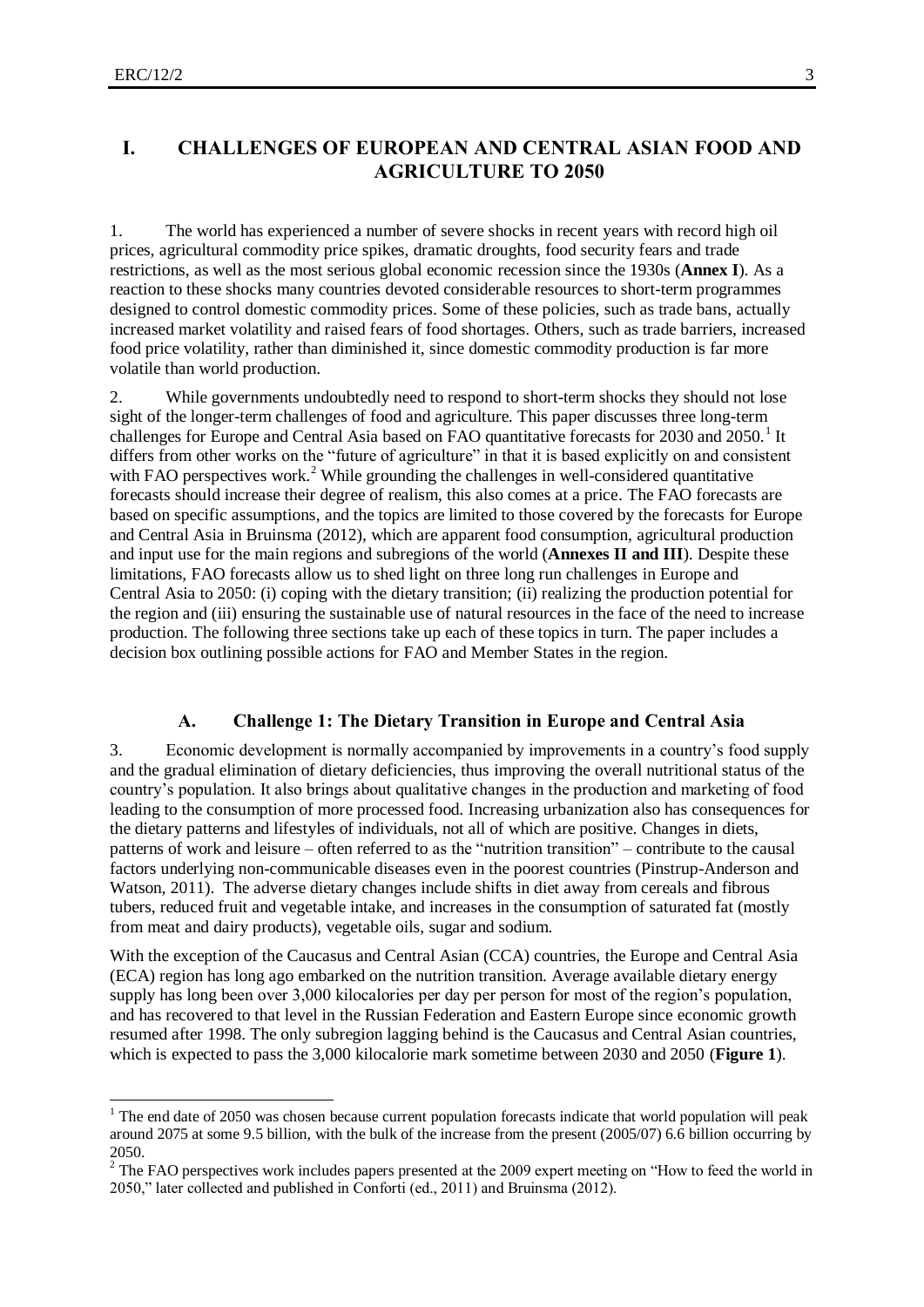# I. CHALLENGES OF EUROPEAN AND CENTRAL ASIAN FOOD AND AGRICULTURE TO 2050

1. The world has experienced a number of severe shocks in recent years with record high oil prices, agricultural commodity price spikes, dramatic droughts, food security fears and trade restrictions, as well as the most serious global economic recession since the 1930s (**Annex I**). As a reaction to these shocks many countries devoted considerable resources to short-term programmes designed to control domestic commodity prices. Some of these policies, such as trade bans, actually increased market volatility and raised fears of food shortages. Others, such as trade barriers, increased food price volatility, rather than diminished it, since domestic commodity production is far more volatile than world production.

2. While governments undoubtedly need to respond to short-term shocks they should not lose sight of the longer-term challenges of food and agriculture. This paper discusses three long-term challenges for Europe and Central Asia based on FAO quantitative forecasts for 2030 and 2050.[1] It differs from other works on the "future of agriculture" in that it is based explicitly on and consistent with FAO perspectives work.[2] While grounding the challenges in well-considered quantitative forecasts should increase their degree of realism, this also comes at a price. The FAO forecasts are based on specific assumptions, and the topics are limited to those covered by the forecasts for Europe and Central Asia in Bruinsma (2012), which are apparent food consumption, agricultural production and input use for the main regions and subregions of the world (**Annexes II and III**). Despite these limitations, FAO forecasts allow us to shed light on three long run challenges in Europe and Central Asia to 2050: (i) coping with the dietary transition; (ii) realizing the production potential for the region and (iii) ensuring the sustainable use of natural resources in the face of the need to increase production. The following three sections take up each of these topics in turn. The paper includes a decision box outlining possible actions for FAO and Member States in the region.

## A. Challenge 1: The Dietary Transition in Europe and Central Asia

3. Economic development is normally accompanied by improvements in a country's food supply and the gradual elimination of dietary deficiencies, thus improving the overall nutritional status of the country's population. It also brings about qualitative changes in the production and marketing of food leading to the consumption of more processed food. Increasing urbanization also has consequences for the dietary patterns and lifestyles of individuals, not all of which are positive. Changes in diets, patterns of work and leisure – often referred to as the "nutrition transition" – contribute to the causal factors underlying non-communicable diseases even in the poorest countries (Pinstrup-Anderson and Watson, 2011). The adverse dietary changes include shifts in diet away from cereals and fibrous tubers, reduced fruit and vegetable intake, and increases in the consumption of saturated fat (mostly from meat and dairy products), vegetable oils, sugar and sodium.

With the exception of the Caucasus and Central Asian (CCA) countries, the Europe and Central Asia (ECA) region has long ago embarked on the nutrition transition. Average available dietary energy supply has long been over 3,000 kilocalories per day per person for most of the region's population, and has recovered to that level in the Russian Federation and Eastern Europe since economic growth resumed after 1998. The only subregion lagging behind is the Caucasus and Central Asian countries, which is expected to pass the 3,000 kilocalorie mark sometime between 2030 and 2050 (**Figure 1**).

---

[1] The end date of 2050 was chosen because current population forecasts indicate that world population will peak around 2075 at some 9.5 billion, with the bulk of the increase from the present (2005/07) 6.6 billion occurring by 2050.

[2] The FAO perspectives work includes papers presented at the 2009 expert meeting on "How to feed the world in 2050," later collected and published in Conforti (ed., 2011) and Bruinsma (2012).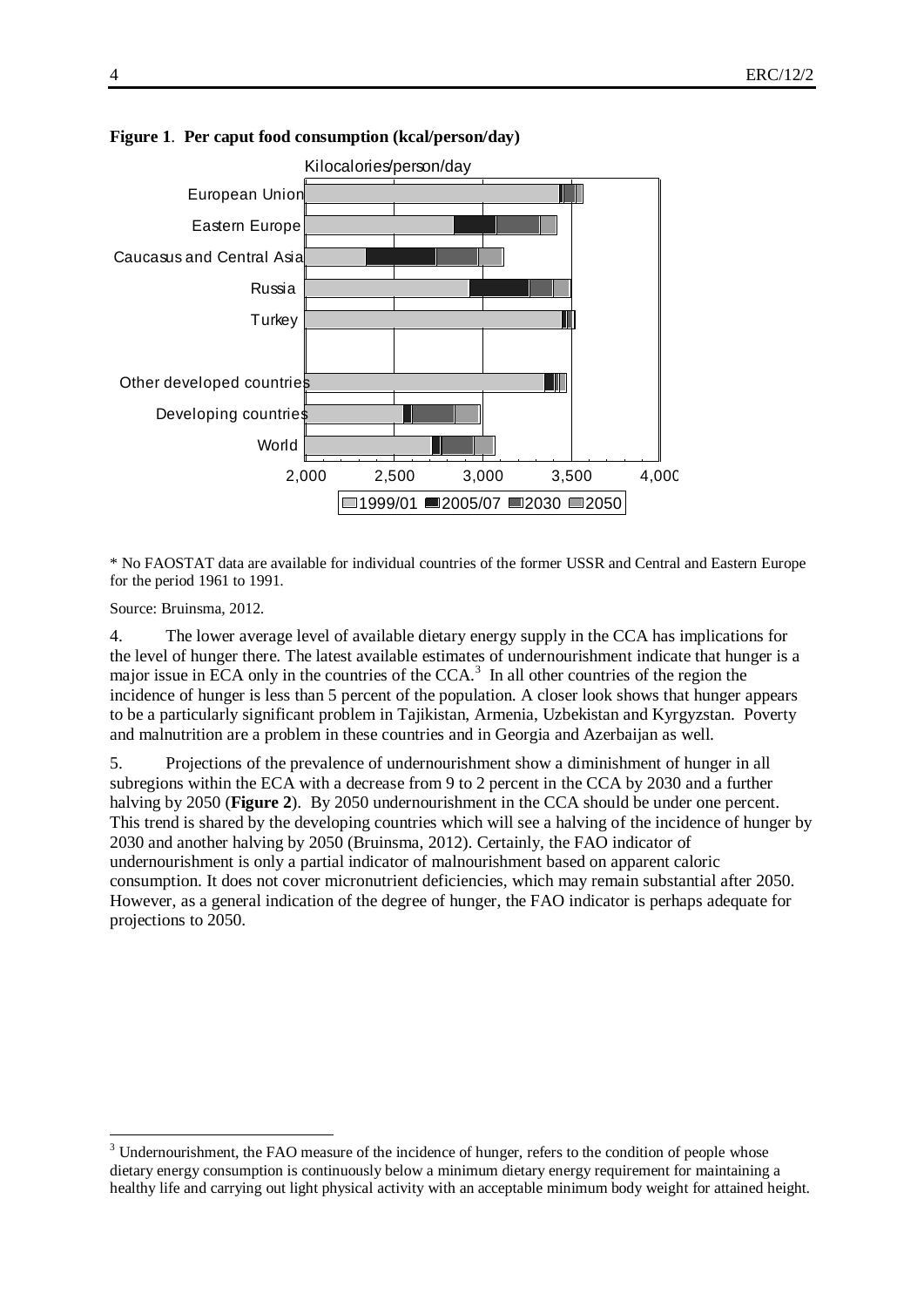**Figure 1**. **Per caput food consumption (kcal/person/day)**

\* No FAOSTAT data are available for individual countries of the former USSR and Central and Eastern Europe for the period 1961 to 1991.

Source: Bruinsma, 2012.

4. The lower average level of available dietary energy supply in the CCA has implications for the level of hunger there. The latest available estimates of undernourishment indicate that hunger is a major issue in ECA only in the countries of the CCA.[3] In all other countries of the region the incidence of hunger is less than 5 percent of the population. A closer look shows that hunger appears to be a particularly significant problem in Tajikistan, Armenia, Uzbekistan and Kyrgyzstan. Poverty and malnutrition are a problem in these countries and in Georgia and Azerbaijan as well.

5. Projections of the prevalence of undernourishment show a diminishment of hunger in all subregions within the ECA with a decrease from 9 to 2 percent in the CCA by 2030 and a further halving by 2050 (**Figure 2**). By 2050 undernourishment in the CCA should be under one percent. This trend is shared by the developing countries which will see a halving of the incidence of hunger by 2030 and another halving by 2050 (Bruinsma, 2012). Certainly, the FAO indicator of undernourishment is only a partial indicator of malnourishment based on apparent caloric consumption. It does not cover micronutrient deficiencies, which may remain substantial after 2050. However, as a general indication of the degree of hunger, the FAO indicator is perhaps adequate for projections to 2050.

[3] Undernourishment, the FAO measure of the incidence of hunger, refers to the condition of people whose dietary energy consumption is continuously below a minimum dietary energy requirement for maintaining a healthy life and carrying out light physical activity with an acceptable minimum body weight for attained height.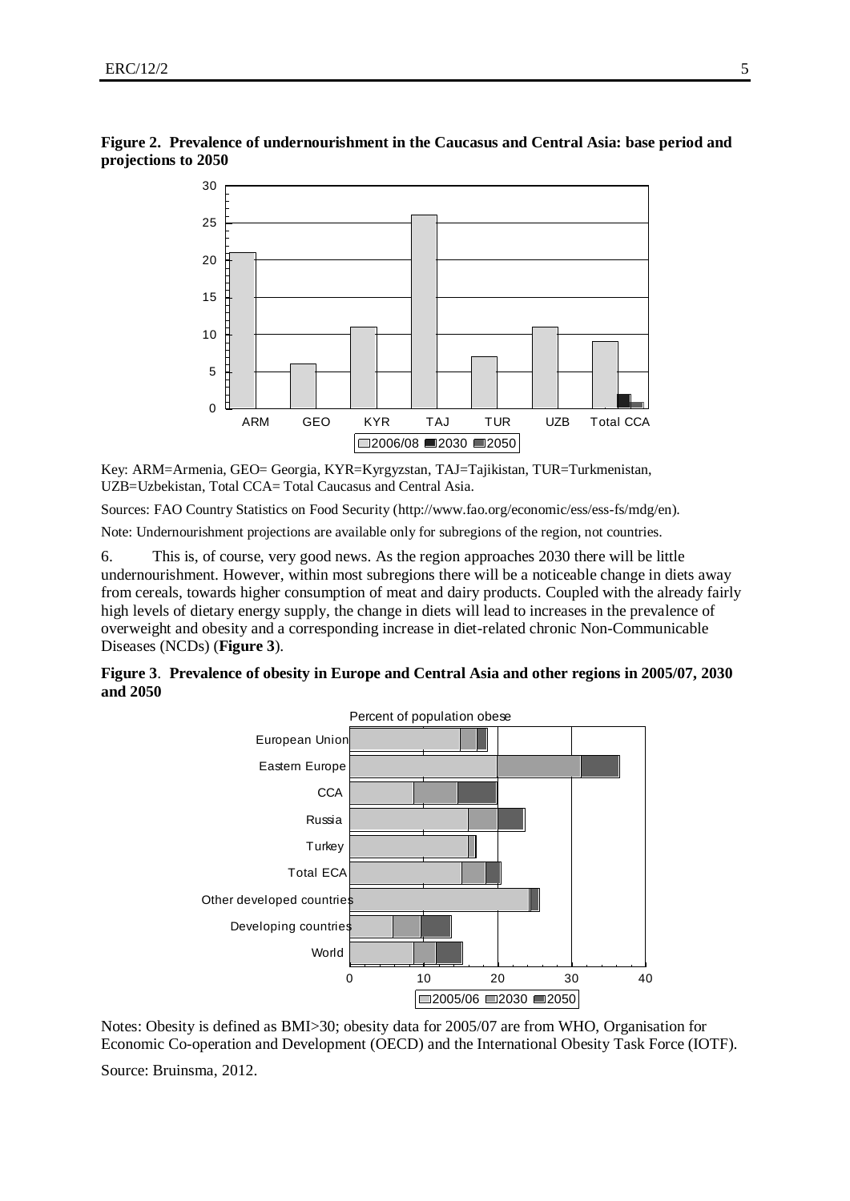**Figure 2. Prevalence of undernourishment in the Caucasus and Central Asia: base period and projections to 2050**

Key: ARM=Armenia, GEO= Georgia, KYR=Kyrgyzstan, TAJ=Tajikistan, TUR=Turkmenistan, UZB=Uzbekistan, Total CCA= Total Caucasus and Central Asia.

Sources: FAO Country Statistics on Food Security (http://www.fao.org/economic/ess/ess-fs/mdg/en).

Note: Undernourishment projections are available only for subregions of the region, not countries.

6. This is, of course, very good news. As the region approaches 2030 there will be little undernourishment. However, within most subregions there will be a noticeable change in diets away from cereals, towards higher consumption of meat and dairy products. Coupled with the already fairly high levels of dietary energy supply, the change in diets will lead to increases in the prevalence of overweight and obesity and a corresponding increase in diet-related chronic Non-Communicable Diseases (NCDs) (**Figure 3**).

**Figure 3. Prevalence of obesity in Europe and Central Asia and other regions in 2005/07, 2030 and 2050**

Notes: Obesity is defined as BMI>30; obesity data for 2005/07 are from WHO, Organisation for Economic Co-operation and Development (OECD) and the International Obesity Task Force (IOTF).

Source: Bruinsma, 2012.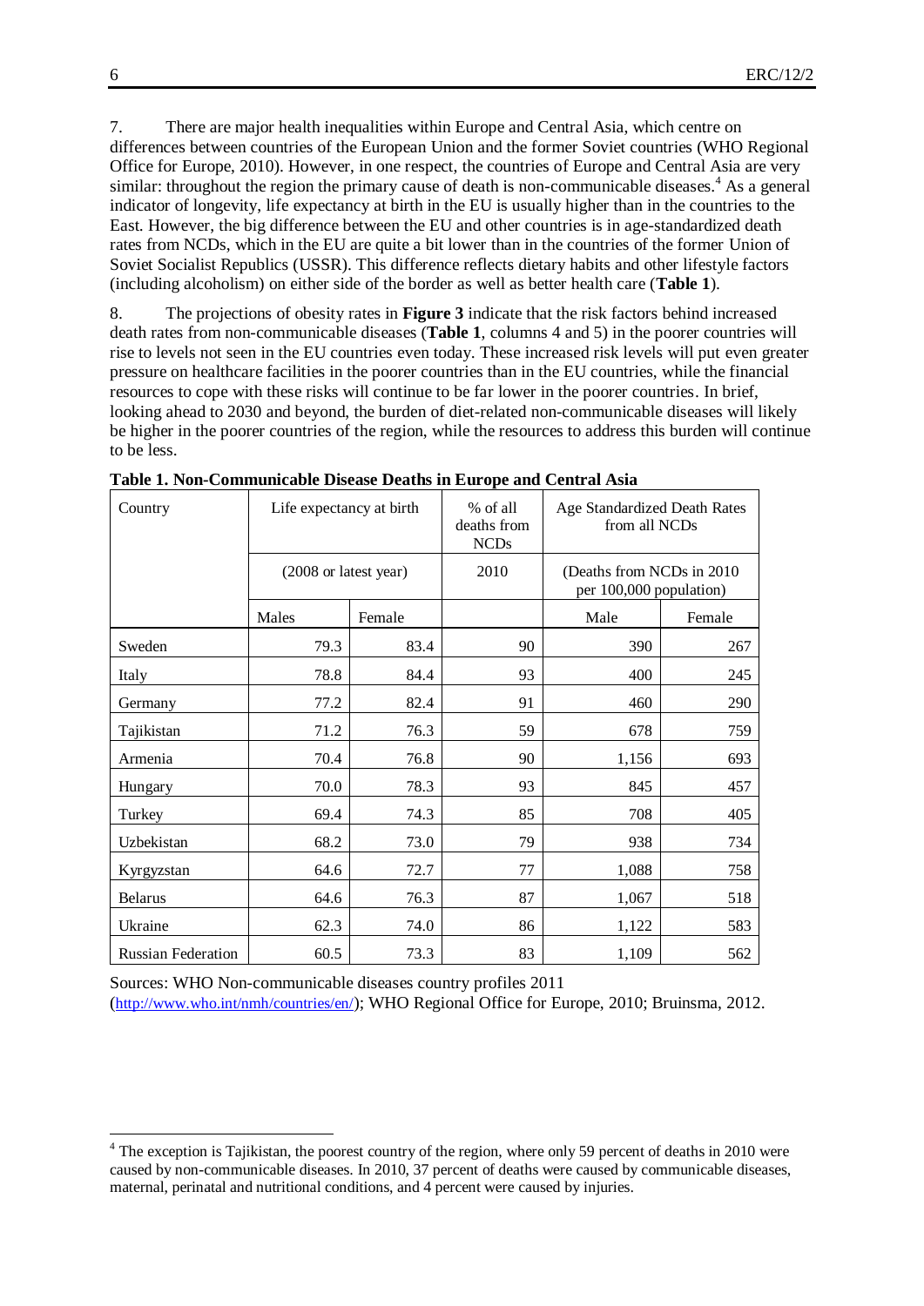7. There are major health inequalities within Europe and Central Asia, which centre on differences between countries of the European Union and the former Soviet countries (WHO Regional Office for Europe, 2010). However, in one respect, the countries of Europe and Central Asia are very similar: throughout the region the primary cause of death is non-communicable diseases.[4] As a general indicator of longevity, life expectancy at birth in the EU is usually higher than in the countries to the East. However, the big difference between the EU and other countries is in age-standardized death rates from NCDs, which in the EU are quite a bit lower than in the countries of the former Union of Soviet Socialist Republics (USSR). This difference reflects dietary habits and other lifestyle factors (including alcoholism) on either side of the border as well as better health care (**Table 1**).

8. The projections of obesity rates in **Figure 3** indicate that the risk factors behind increased death rates from non-communicable diseases (**Table 1**, columns 4 and 5) in the poorer countries will rise to levels not seen in the EU countries even today. These increased risk levels will put even greater pressure on healthcare facilities in the poorer countries than in the EU countries, while the financial resources to cope with these risks will continue to be far lower in the poorer countries. In brief, looking ahead to 2030 and beyond, the burden of diet-related non-communicable diseases will likely be higher in the poorer countries of the region, while the resources to address this burden will continue to be less.

**Table 1. Non-Communicable Disease Deaths in Europe and Central Asia**

| Country | Life expectancy at birth | | % of all deaths from NCDs | Age Standardized Death Rates from all NCDs | |
|---|---|---|---|---|---|
| | (2008 or latest year) | | 2010 | (Deaths from NCDs in 2010 per 100,000 population) | |
| | Males | Female | | Male | Female |
| Sweden | 79.3 | 83.4 | 90 | 390 | 267 |
| Italy | 78.8 | 84.4 | 93 | 400 | 245 |
| Germany | 77.2 | 82.4 | 91 | 460 | 290 |
| Tajikistan | 71.2 | 76.3 | 59 | 678 | 759 |
| Armenia | 70.4 | 76.8 | 90 | 1,156 | 693 |
| Hungary | 70.0 | 78.3 | 93 | 845 | 457 |
| Turkey | 69.4 | 74.3 | 85 | 708 | 405 |
| Uzbekistan | 68.2 | 73.0 | 79 | 938 | 734 |
| Kyrgyzstan | 64.6 | 72.7 | 77 | 1,088 | 758 |
| Belarus | 64.6 | 76.3 | 87 | 1,067 | 518 |
| Ukraine | 62.3 | 74.0 | 86 | 1,122 | 583 |
| Russian Federation | 60.5 | 73.3 | 83 | 1,109 | 562 |

Sources: WHO Non-communicable diseases country profiles 2011 (http://www.who.int/nmh/countries/en/); WHO Regional Office for Europe, 2010; Bruinsma, 2012.

---

[4] The exception is Tajikistan, the poorest country of the region, where only 59 percent of deaths in 2010 were caused by non-communicable diseases. In 2010, 37 percent of deaths were caused by communicable diseases, maternal, perinatal and nutritional conditions, and 4 percent were caused by injuries.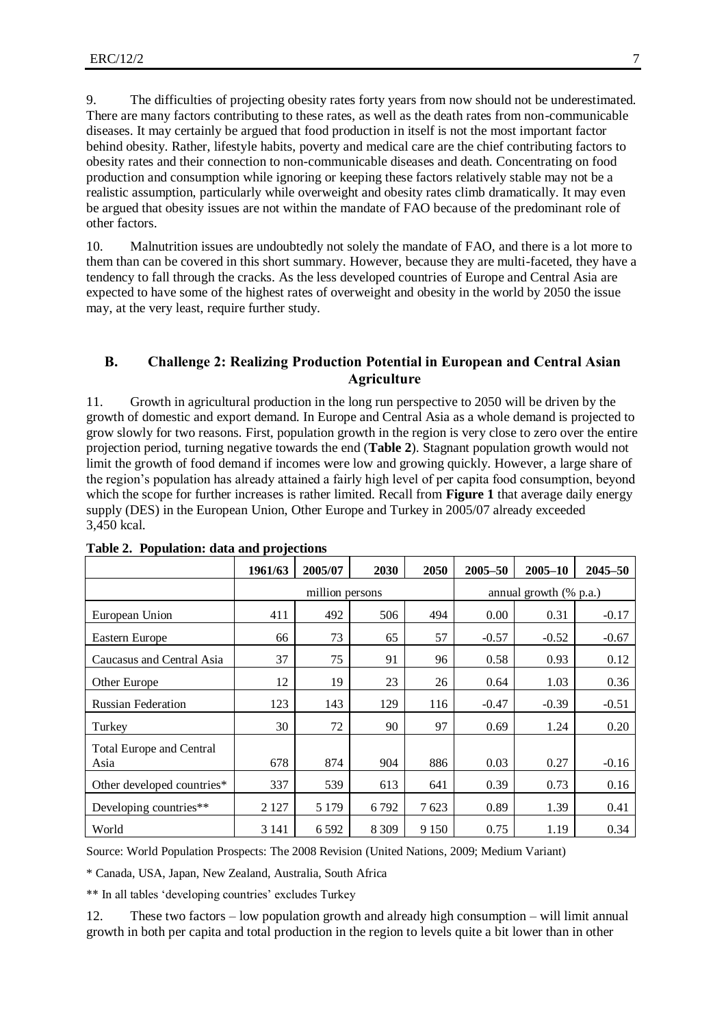9. The difficulties of projecting obesity rates forty years from now should not be underestimated. There are many factors contributing to these rates, as well as the death rates from non-communicable diseases. It may certainly be argued that food production in itself is not the most important factor behind obesity. Rather, lifestyle habits, poverty and medical care are the chief contributing factors to obesity rates and their connection to non-communicable diseases and death. Concentrating on food production and consumption while ignoring or keeping these factors relatively stable may not be a realistic assumption, particularly while overweight and obesity rates climb dramatically. It may even be argued that obesity issues are not within the mandate of FAO because of the predominant role of other factors.

10. Malnutrition issues are undoubtedly not solely the mandate of FAO, and there is a lot more to them than can be covered in this short summary. However, because they are multi-faceted, they have a tendency to fall through the cracks. As the less developed countries of Europe and Central Asia are expected to have some of the highest rates of overweight and obesity in the world by 2050 the issue may, at the very least, require further study.

## B. Challenge 2: Realizing Production Potential in European and Central Asian Agriculture

11. Growth in agricultural production in the long run perspective to 2050 will be driven by the growth of domestic and export demand. In Europe and Central Asia as a whole demand is projected to grow slowly for two reasons. First, population growth in the region is very close to zero over the entire projection period, turning negative towards the end (**Table 2**). Stagnant population growth would not limit the growth of food demand if incomes were low and growing quickly. However, a large share of the region's population has already attained a fairly high level of per capita food consumption, beyond which the scope for further increases is rather limited. Recall from **Figure 1** that average daily energy supply (DES) in the European Union, Other Europe and Turkey in 2005/07 already exceeded 3,450 kcal.

**Table 2. Population: data and projections**

| | 1961/63 | 2005/07 | 2030 | 2050 | 2005–50 | 2005–10 | 2045–50 |
|---|---|---|---|---|---|---|---|
| | million persons | | | | annual growth (% p.a.) | | |
| European Union | 411 | 492 | 506 | 494 | 0.00 | 0.31 | -0.17 |
| Eastern Europe | 66 | 73 | 65 | 57 | -0.57 | -0.52 | -0.67 |
| Caucasus and Central Asia | 37 | 75 | 91 | 96 | 0.58 | 0.93 | 0.12 |
| Other Europe | 12 | 19 | 23 | 26 | 0.64 | 1.03 | 0.36 |
| Russian Federation | 123 | 143 | 129 | 116 | -0.47 | -0.39 | -0.51 |
| Turkey | 30 | 72 | 90 | 97 | 0.69 | 1.24 | 0.20 |
| Total Europe and Central Asia | 678 | 874 | 904 | 886 | 0.03 | 0.27 | -0.16 |
| Other developed countries* | 337 | 539 | 613 | 641 | 0.39 | 0.73 | 0.16 |
| Developing countries** | 2 127 | 5 179 | 6 792 | 7 623 | 0.89 | 1.39 | 0.41 |
| World | 3 141 | 6 592 | 8 309 | 9 150 | 0.75 | 1.19 | 0.34 |

Source: World Population Prospects: The 2008 Revision (United Nations, 2009; Medium Variant)

* Canada, USA, Japan, New Zealand, Australia, South Africa

** In all tables 'developing countries' excludes Turkey

12. These two factors – low population growth and already high consumption – will limit annual growth in both per capita and total production in the region to levels quite a bit lower than in other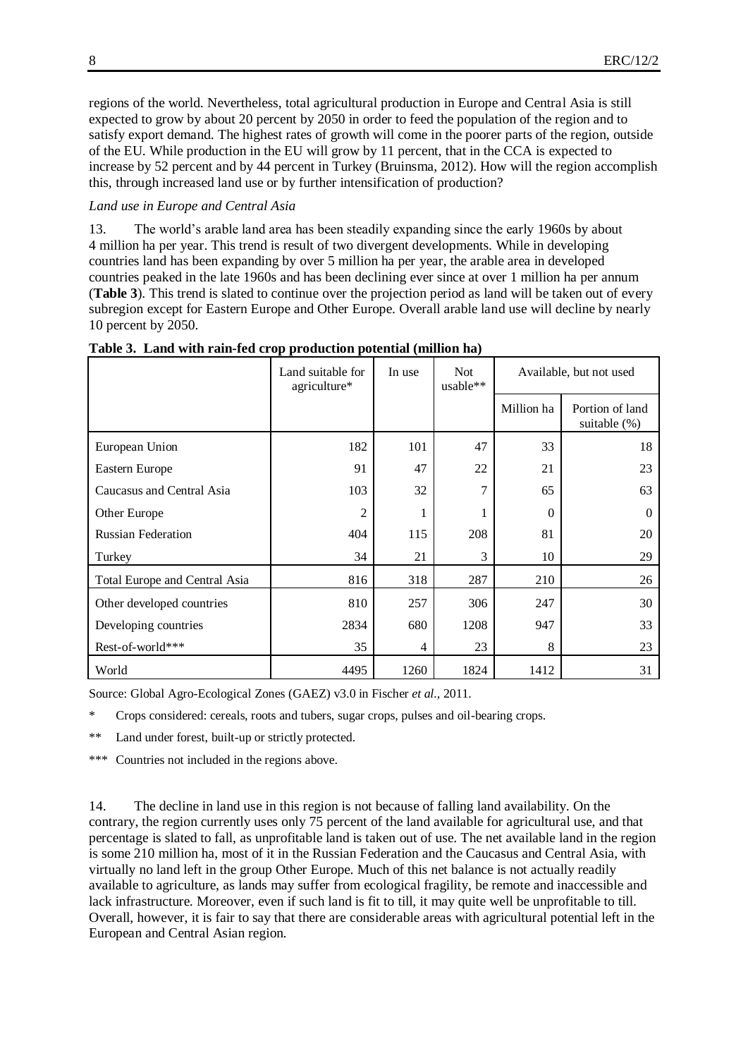regions of the world. Nevertheless, total agricultural production in Europe and Central Asia is still expected to grow by about 20 percent by 2050 in order to feed the population of the region and to satisfy export demand. The highest rates of growth will come in the poorer parts of the region, outside of the EU. While production in the EU will grow by 11 percent, that in the CCA is expected to increase by 52 percent and by 44 percent in Turkey (Bruinsma, 2012). How will the region accomplish this, through increased land use or by further intensification of production?

*Land use in Europe and Central Asia*

13. The world's arable land area has been steadily expanding since the early 1960s by about 4 million ha per year. This trend is result of two divergent developments. While in developing countries land has been expanding by over 5 million ha per year, the arable area in developed countries peaked in the late 1960s and has been declining ever since at over 1 million ha per annum (**Table 3**). This trend is slated to continue over the projection period as land will be taken out of every subregion except for Eastern Europe and Other Europe. Overall arable land use will decline by nearly 10 percent by 2050.

**Table 3. Land with rain-fed crop production potential (million ha)**

| | Land suitable for agriculture* | In use | Not usable** | Available, but not used | |
|---|---|---|---|---|---|
| | | | | Million ha | Portion of land suitable (%) |
| European Union | 182 | 101 | 47 | 33 | 18 |
| Eastern Europe | 91 | 47 | 22 | 21 | 23 |
| Caucasus and Central Asia | 103 | 32 | 7 | 65 | 63 |
| Other Europe | 2 | 1 | 1 | 0 | 0 |
| Russian Federation | 404 | 115 | 208 | 81 | 20 |
| Turkey | 34 | 21 | 3 | 10 | 29 |
| Total Europe and Central Asia | 816 | 318 | 287 | 210 | 26 |
| Other developed countries | 810 | 257 | 306 | 247 | 30 |
| Developing countries | 2834 | 680 | 1208 | 947 | 33 |
| Rest-of-world*** | 35 | 4 | 23 | 8 | 23 |
| World | 4495 | 1260 | 1824 | 1412 | 31 |

Source: Global Agro-Ecological Zones (GAEZ) v3.0 in Fischer *et al.*, 2011.

\* Crops considered: cereals, roots and tubers, sugar crops, pulses and oil-bearing crops.

\*\* Land under forest, built-up or strictly protected.

\*\*\* Countries not included in the regions above.

14. The decline in land use in this region is not because of falling land availability. On the contrary, the region currently uses only 75 percent of the land available for agricultural use, and that percentage is slated to fall, as unprofitable land is taken out of use. The net available land in the region is some 210 million ha, most of it in the Russian Federation and the Caucasus and Central Asia, with virtually no land left in the group Other Europe. Much of this net balance is not actually readily available to agriculture, as lands may suffer from ecological fragility, be remote and inaccessible and lack infrastructure. Moreover, even if such land is fit to till, it may quite well be unprofitable to till. Overall, however, it is fair to say that there are considerable areas with agricultural potential left in the European and Central Asian region.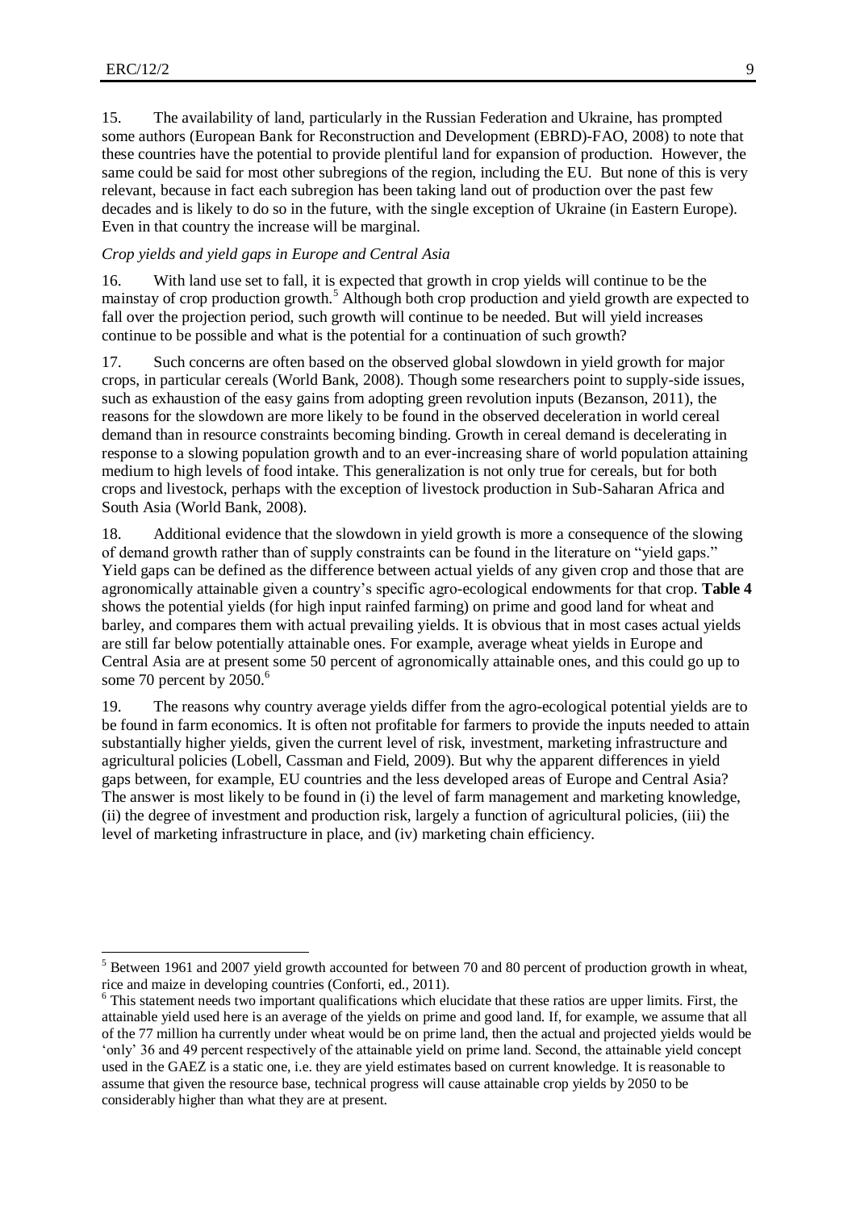15. The availability of land, particularly in the Russian Federation and Ukraine, has prompted some authors (European Bank for Reconstruction and Development (EBRD)-FAO, 2008) to note that these countries have the potential to provide plentiful land for expansion of production. However, the same could be said for most other subregions of the region, including the EU. But none of this is very relevant, because in fact each subregion has been taking land out of production over the past few decades and is likely to do so in the future, with the single exception of Ukraine (in Eastern Europe). Even in that country the increase will be marginal.

*Crop yields and yield gaps in Europe and Central Asia*

16. With land use set to fall, it is expected that growth in crop yields will continue to be the mainstay of crop production growth.[5] Although both crop production and yield growth are expected to fall over the projection period, such growth will continue to be needed. But will yield increases continue to be possible and what is the potential for a continuation of such growth?

17. Such concerns are often based on the observed global slowdown in yield growth for major crops, in particular cereals (World Bank, 2008). Though some researchers point to supply-side issues, such as exhaustion of the easy gains from adopting green revolution inputs (Bezanson, 2011), the reasons for the slowdown are more likely to be found in the observed deceleration in world cereal demand than in resource constraints becoming binding. Growth in cereal demand is decelerating in response to a slowing population growth and to an ever-increasing share of world population attaining medium to high levels of food intake. This generalization is not only true for cereals, but for both crops and livestock, perhaps with the exception of livestock production in Sub-Saharan Africa and South Asia (World Bank, 2008).

18. Additional evidence that the slowdown in yield growth is more a consequence of the slowing of demand growth rather than of supply constraints can be found in the literature on "yield gaps." Yield gaps can be defined as the difference between actual yields of any given crop and those that are agronomically attainable given a country's specific agro-ecological endowments for that crop. **Table 4** shows the potential yields (for high input rainfed farming) on prime and good land for wheat and barley, and compares them with actual prevailing yields. It is obvious that in most cases actual yields are still far below potentially attainable ones. For example, average wheat yields in Europe and Central Asia are at present some 50 percent of agronomically attainable ones, and this could go up to some 70 percent by 2050.[6]

19. The reasons why country average yields differ from the agro-ecological potential yields are to be found in farm economics. It is often not profitable for farmers to provide the inputs needed to attain substantially higher yields, given the current level of risk, investment, marketing infrastructure and agricultural policies (Lobell, Cassman and Field, 2009). But why the apparent differences in yield gaps between, for example, EU countries and the less developed areas of Europe and Central Asia? The answer is most likely to be found in (i) the level of farm management and marketing knowledge, (ii) the degree of investment and production risk, largely a function of agricultural policies, (iii) the level of marketing infrastructure in place, and (iv) marketing chain efficiency.

---

[5] Between 1961 and 2007 yield growth accounted for between 70 and 80 percent of production growth in wheat, rice and maize in developing countries (Conforti, ed., 2011).

[6] This statement needs two important qualifications which elucidate that these ratios are upper limits. First, the attainable yield used here is an average of the yields on prime and good land. If, for example, we assume that all of the 77 million ha currently under wheat would be on prime land, then the actual and projected yields would be 'only' 36 and 49 percent respectively of the attainable yield on prime land. Second, the attainable yield concept used in the GAEZ is a static one, i.e. they are yield estimates based on current knowledge. It is reasonable to assume that given the resource base, technical progress will cause attainable crop yields by 2050 to be considerably higher than what they are at present.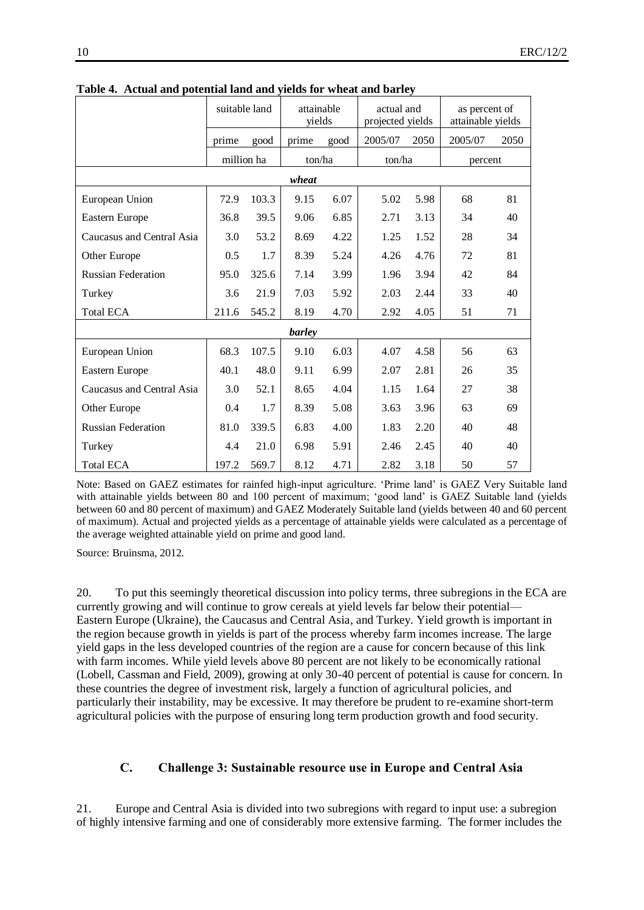**Table 4. Actual and potential land and yields for wheat and barley**

| | suitable land | | attainable yields | | actual and projected yields | | as percent of attainable yields | |
|---|---|---|---|---|---|---|---|---|
| | prime | good | prime | good | 2005/07 | 2050 | 2005/07 | 2050 |
| | million ha | | ton/ha | | ton/ha | | percent | |
| | | | | ***wheat*** | | | | |
| European Union | 72.9 | 103.3 | 9.15 | 6.07 | 5.02 | 5.98 | 68 | 81 |
| Eastern Europe | 36.8 | 39.5 | 9.06 | 6.85 | 2.71 | 3.13 | 34 | 40 |
| Caucasus and Central Asia | 3.0 | 53.2 | 8.69 | 4.22 | 1.25 | 1.52 | 28 | 34 |
| Other Europe | 0.5 | 1.7 | 8.39 | 5.24 | 4.26 | 4.76 | 72 | 81 |
| Russian Federation | 95.0 | 325.6 | 7.14 | 3.99 | 1.96 | 3.94 | 42 | 84 |
| Turkey | 3.6 | 21.9 | 7.03 | 5.92 | 2.03 | 2.44 | 33 | 40 |
| Total ECA | 211.6 | 545.2 | 8.19 | 4.70 | 2.92 | 4.05 | 51 | 71 |
| | | | | ***barley*** | | | | |
| European Union | 68.3 | 107.5 | 9.10 | 6.03 | 4.07 | 4.58 | 56 | 63 |
| Eastern Europe | 40.1 | 48.0 | 9.11 | 6.99 | 2.07 | 2.81 | 26 | 35 |
| Caucasus and Central Asia | 3.0 | 52.1 | 8.65 | 4.04 | 1.15 | 1.64 | 27 | 38 |
| Other Europe | 0.4 | 1.7 | 8.39 | 5.08 | 3.63 | 3.96 | 63 | 69 |
| Russian Federation | 81.0 | 339.5 | 6.83 | 4.00 | 1.83 | 2.20 | 40 | 48 |
| Turkey | 4.4 | 21.0 | 6.98 | 5.91 | 2.46 | 2.45 | 40 | 40 |
| Total ECA | 197.2 | 569.7 | 8.12 | 4.71 | 2.82 | 3.18 | 50 | 57 |

Note: Based on GAEZ estimates for rainfed high-input agriculture. 'Prime land' is GAEZ Very Suitable land with attainable yields between 80 and 100 percent of maximum; 'good land' is GAEZ Suitable land (yields between 60 and 80 percent of maximum) and GAEZ Moderately Suitable land (yields between 40 and 60 percent of maximum). Actual and projected yields as a percentage of attainable yields were calculated as a percentage of the average weighted attainable yield on prime and good land.

Source: Bruinsma, 2012.

20. To put this seemingly theoretical discussion into policy terms, three subregions in the ECA are currently growing and will continue to grow cereals at yield levels far below their potential—Eastern Europe (Ukraine), the Caucasus and Central Asia, and Turkey. Yield growth is important in the region because growth in yields is part of the process whereby farm incomes increase. The large yield gaps in the less developed countries of the region are a cause for concern because of this link with farm incomes. While yield levels above 80 percent are not likely to be economically rational (Lobell, Cassman and Field, 2009), growing at only 30-40 percent of potential is cause for concern. In these countries the degree of investment risk, largely a function of agricultural policies, and particularly their instability, may be excessive. It may therefore be prudent to re-examine short-term agricultural policies with the purpose of ensuring long term production growth and food security.

### C. Challenge 3: Sustainable resource use in Europe and Central Asia

21. Europe and Central Asia is divided into two subregions with regard to input use: a subregion of highly intensive farming and one of considerably more extensive farming. The former includes the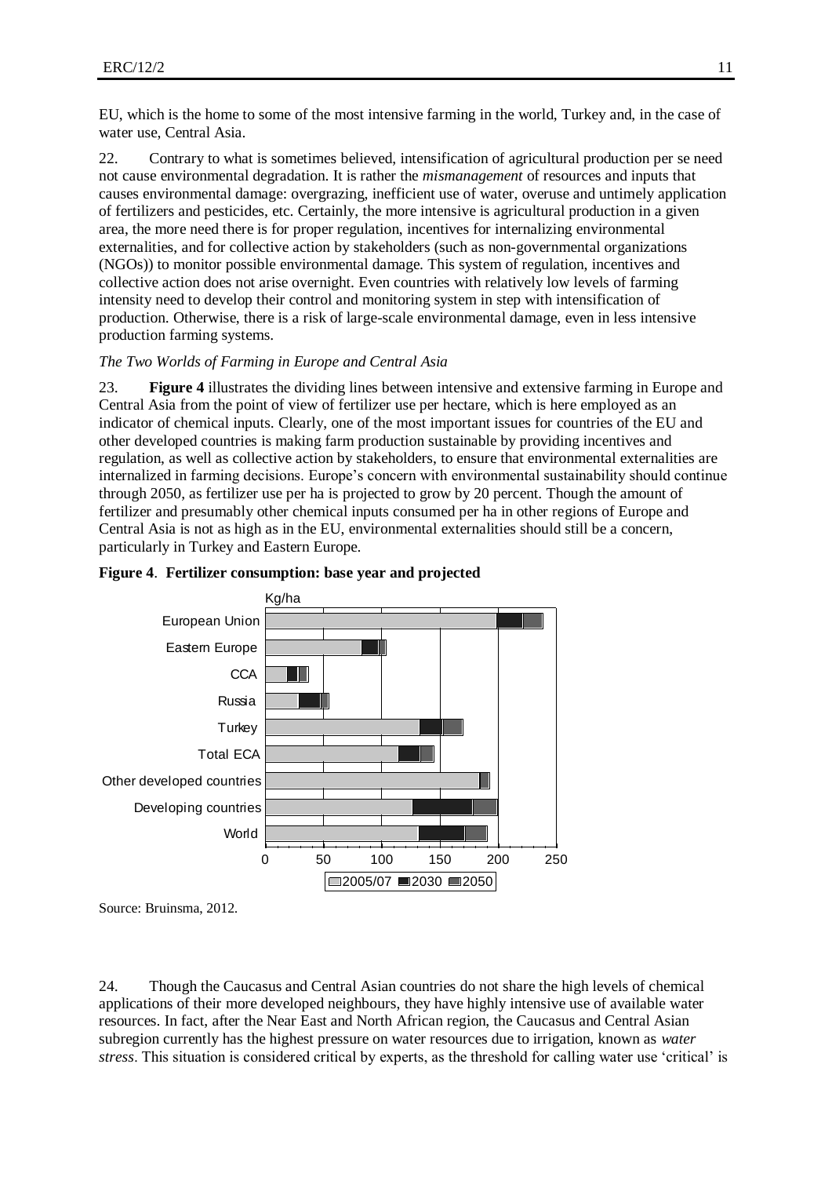EU, which is the home to some of the most intensive farming in the world, Turkey and, in the case of water use, Central Asia.

22. Contrary to what is sometimes believed, intensification of agricultural production per se need not cause environmental degradation. It is rather the *mismanagement* of resources and inputs that causes environmental damage: overgrazing, inefficient use of water, overuse and untimely application of fertilizers and pesticides, etc. Certainly, the more intensive is agricultural production in a given area, the more need there is for proper regulation, incentives for internalizing environmental externalities, and for collective action by stakeholders (such as non-governmental organizations (NGOs)) to monitor possible environmental damage. This system of regulation, incentives and collective action does not arise overnight. Even countries with relatively low levels of farming intensity need to develop their control and monitoring system in step with intensification of production. Otherwise, there is a risk of large-scale environmental damage, even in less intensive production farming systems.

*The Two Worlds of Farming in Europe and Central Asia*

23. **Figure 4** illustrates the dividing lines between intensive and extensive farming in Europe and Central Asia from the point of view of fertilizer use per hectare, which is here employed as an indicator of chemical inputs. Clearly, one of the most important issues for countries of the EU and other developed countries is making farm production sustainable by providing incentives and regulation, as well as collective action by stakeholders, to ensure that environmental externalities are internalized in farming decisions. Europe's concern with environmental sustainability should continue through 2050, as fertilizer use per ha is projected to grow by 20 percent. Though the amount of fertilizer and presumably other chemical inputs consumed per ha in other regions of Europe and Central Asia is not as high as in the EU, environmental externalities should still be a concern, particularly in Turkey and Eastern Europe.

**Figure 4**. **Fertilizer consumption: base year and projected**

Source: Bruinsma, 2012.

24. Though the Caucasus and Central Asian countries do not share the high levels of chemical applications of their more developed neighbours, they have highly intensive use of available water resources. In fact, after the Near East and North African region, the Caucasus and Central Asian subregion currently has the highest pressure on water resources due to irrigation, known as *water stress*. This situation is considered critical by experts, as the threshold for calling water use 'critical' is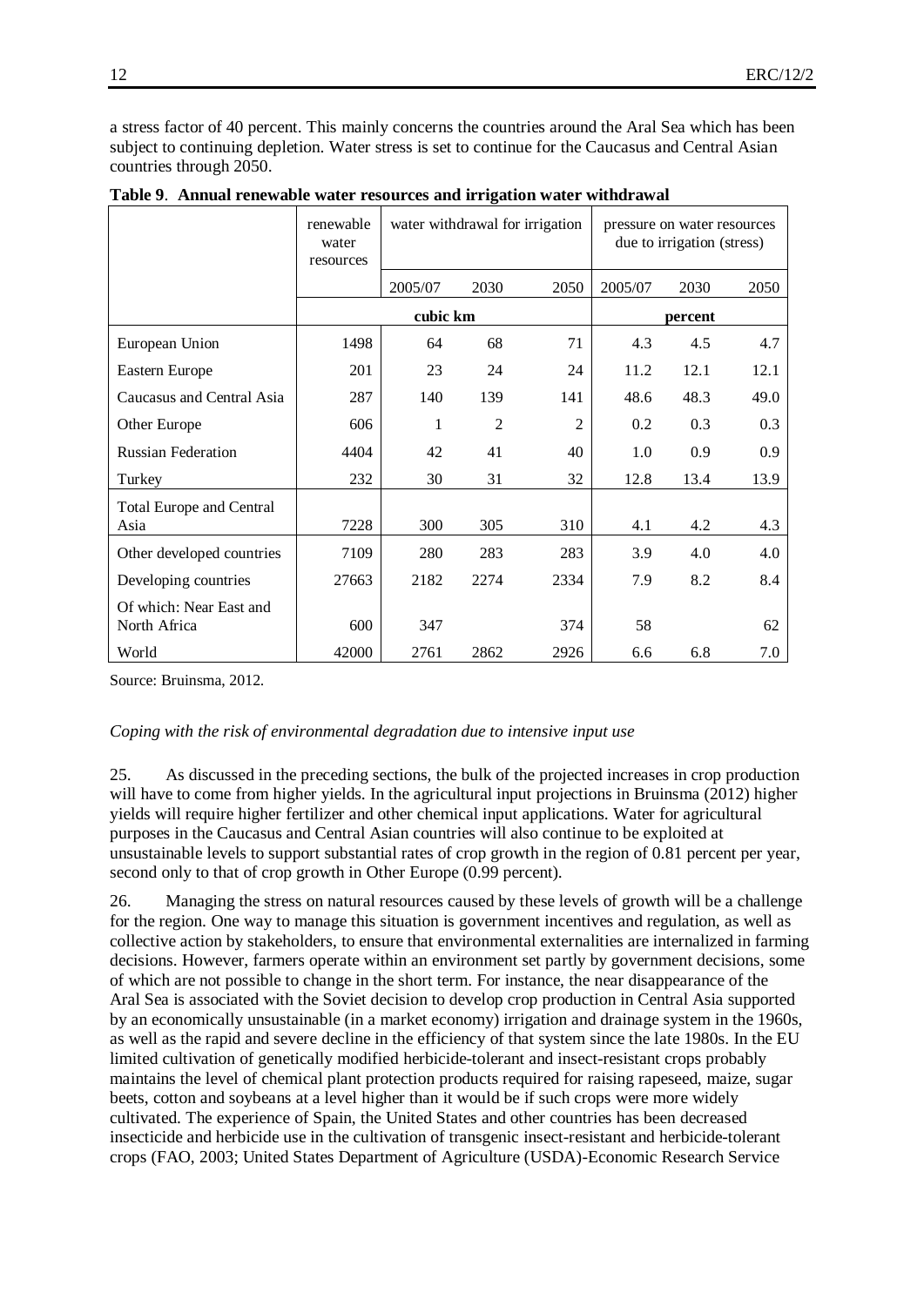a stress factor of 40 percent. This mainly concerns the countries around the Aral Sea which has been subject to continuing depletion. Water stress is set to continue for the Caucasus and Central Asian countries through 2050.

**Table 9**. **Annual renewable water resources and irrigation water withdrawal**

| | renewable water resources | water withdrawal for irrigation | | | pressure on water resources due to irrigation (stress) | | |
|---|---|---|---|---|---|---|---|
| | | 2005/07 | 2030 | 2050 | 2005/07 | 2030 | 2050 |
| | cubic km | | | | percent | | |
| European Union | 1498 | 64 | 68 | 71 | 4.3 | 4.5 | 4.7 |
| Eastern Europe | 201 | 23 | 24 | 24 | 11.2 | 12.1 | 12.1 |
| Caucasus and Central Asia | 287 | 140 | 139 | 141 | 48.6 | 48.3 | 49.0 |
| Other Europe | 606 | 1 | 2 | 2 | 0.2 | 0.3 | 0.3 |
| Russian Federation | 4404 | 42 | 41 | 40 | 1.0 | 0.9 | 0.9 |
| Turkey | 232 | 30 | 31 | 32 | 12.8 | 13.4 | 13.9 |
| Total Europe and Central Asia | 7228 | 300 | 305 | 310 | 4.1 | 4.2 | 4.3 |
| Other developed countries | 7109 | 280 | 283 | 283 | 3.9 | 4.0 | 4.0 |
| Developing countries | 27663 | 2182 | 2274 | 2334 | 7.9 | 8.2 | 8.4 |
| Of which: Near East and North Africa | 600 | 347 | | 374 | 58 | | 62 |
| World | 42000 | 2761 | 2862 | 2926 | 6.6 | 6.8 | 7.0 |

Source: Bruinsma, 2012.

*Coping with the risk of environmental degradation due to intensive input use*

25. As discussed in the preceding sections, the bulk of the projected increases in crop production will have to come from higher yields. In the agricultural input projections in Bruinsma (2012) higher yields will require higher fertilizer and other chemical input applications. Water for agricultural purposes in the Caucasus and Central Asian countries will also continue to be exploited at unsustainable levels to support substantial rates of crop growth in the region of 0.81 percent per year, second only to that of crop growth in Other Europe (0.99 percent).

26. Managing the stress on natural resources caused by these levels of growth will be a challenge for the region. One way to manage this situation is government incentives and regulation, as well as collective action by stakeholders, to ensure that environmental externalities are internalized in farming decisions. However, farmers operate within an environment set partly by government decisions, some of which are not possible to change in the short term. For instance, the near disappearance of the Aral Sea is associated with the Soviet decision to develop crop production in Central Asia supported by an economically unsustainable (in a market economy) irrigation and drainage system in the 1960s, as well as the rapid and severe decline in the efficiency of that system since the late 1980s. In the EU limited cultivation of genetically modified herbicide-tolerant and insect-resistant crops probably maintains the level of chemical plant protection products required for raising rapeseed, maize, sugar beets, cotton and soybeans at a level higher than it would be if such crops were more widely cultivated. The experience of Spain, the United States and other countries has been decreased insecticide and herbicide use in the cultivation of transgenic insect-resistant and herbicide-tolerant crops (FAO, 2003; United States Department of Agriculture (USDA)-Economic Research Service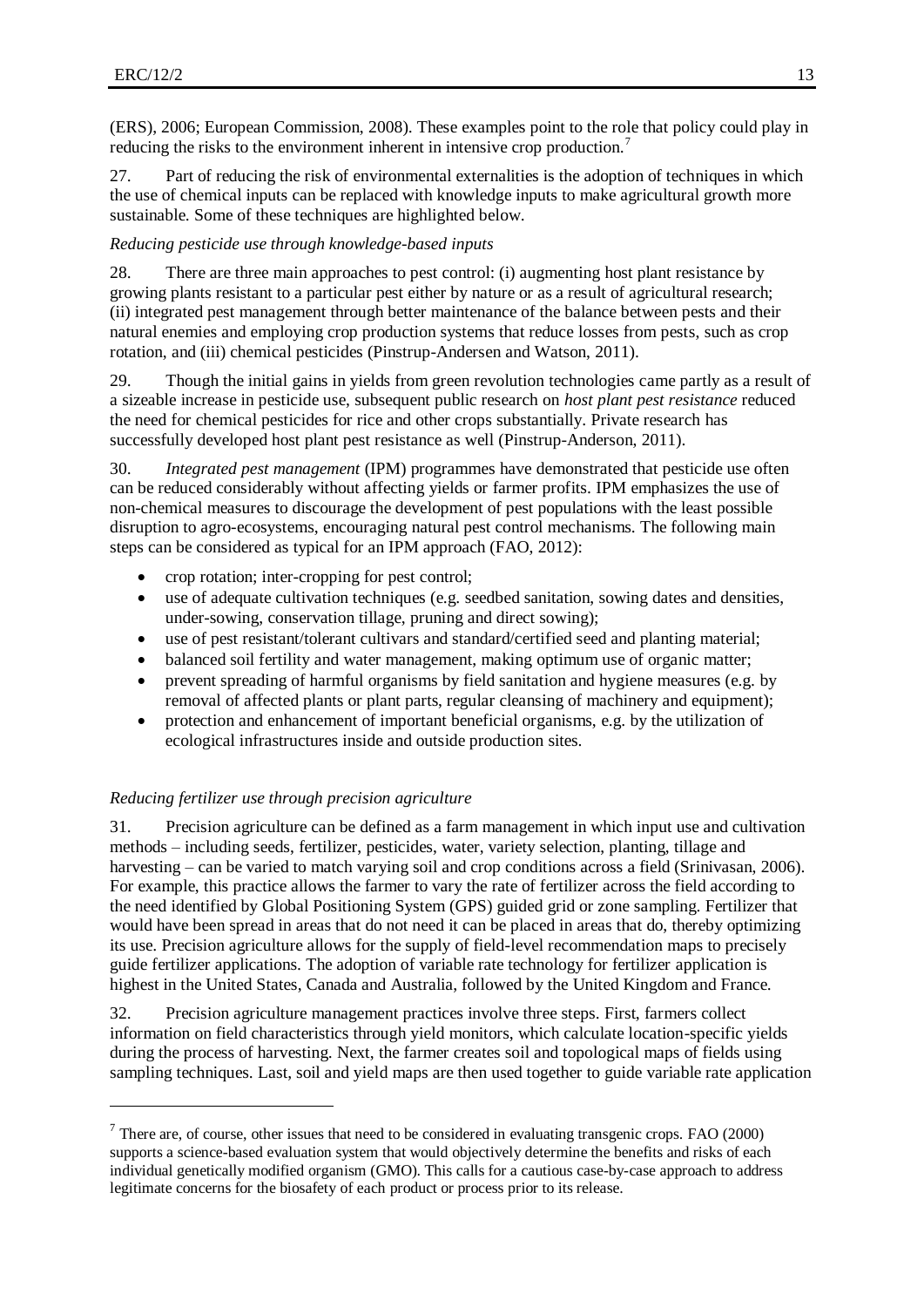(ERS), 2006; European Commission, 2008). These examples point to the role that policy could play in reducing the risks to the environment inherent in intensive crop production.[7]

27. Part of reducing the risk of environmental externalities is the adoption of techniques in which the use of chemical inputs can be replaced with knowledge inputs to make agricultural growth more sustainable. Some of these techniques are highlighted below.

*Reducing pesticide use through knowledge-based inputs*

28. There are three main approaches to pest control: (i) augmenting host plant resistance by growing plants resistant to a particular pest either by nature or as a result of agricultural research; (ii) integrated pest management through better maintenance of the balance between pests and their natural enemies and employing crop production systems that reduce losses from pests, such as crop rotation, and (iii) chemical pesticides (Pinstrup-Andersen and Watson, 2011).

29. Though the initial gains in yields from green revolution technologies came partly as a result of a sizeable increase in pesticide use, subsequent public research on *host plant pest resistance* reduced the need for chemical pesticides for rice and other crops substantially. Private research has successfully developed host plant pest resistance as well (Pinstrup-Anderson, 2011).

30. *Integrated pest management* (IPM) programmes have demonstrated that pesticide use often can be reduced considerably without affecting yields or farmer profits. IPM emphasizes the use of non-chemical measures to discourage the development of pest populations with the least possible disruption to agro-ecosystems, encouraging natural pest control mechanisms. The following main steps can be considered as typical for an IPM approach (FAO, 2012):

- crop rotation; inter-cropping for pest control;
- use of adequate cultivation techniques (e.g. seedbed sanitation, sowing dates and densities, under-sowing, conservation tillage, pruning and direct sowing);
- use of pest resistant/tolerant cultivars and standard/certified seed and planting material;
- balanced soil fertility and water management, making optimum use of organic matter;
- prevent spreading of harmful organisms by field sanitation and hygiene measures (e.g. by removal of affected plants or plant parts, regular cleansing of machinery and equipment);
- protection and enhancement of important beneficial organisms, e.g. by the utilization of ecological infrastructures inside and outside production sites.

*Reducing fertilizer use through precision agriculture*

31. Precision agriculture can be defined as a farm management in which input use and cultivation methods – including seeds, fertilizer, pesticides, water, variety selection, planting, tillage and harvesting – can be varied to match varying soil and crop conditions across a field (Srinivasan, 2006). For example, this practice allows the farmer to vary the rate of fertilizer across the field according to the need identified by Global Positioning System (GPS) guided grid or zone sampling. Fertilizer that would have been spread in areas that do not need it can be placed in areas that do, thereby optimizing its use. Precision agriculture allows for the supply of field-level recommendation maps to precisely guide fertilizer applications. The adoption of variable rate technology for fertilizer application is highest in the United States, Canada and Australia, followed by the United Kingdom and France.

32. Precision agriculture management practices involve three steps. First, farmers collect information on field characteristics through yield monitors, which calculate location-specific yields during the process of harvesting. Next, the farmer creates soil and topological maps of fields using sampling techniques. Last, soil and yield maps are then used together to guide variable rate application

---

[7] There are, of course, other issues that need to be considered in evaluating transgenic crops. FAO (2000) supports a science-based evaluation system that would objectively determine the benefits and risks of each individual genetically modified organism (GMO). This calls for a cautious case-by-case approach to address legitimate concerns for the biosafety of each product or process prior to its release.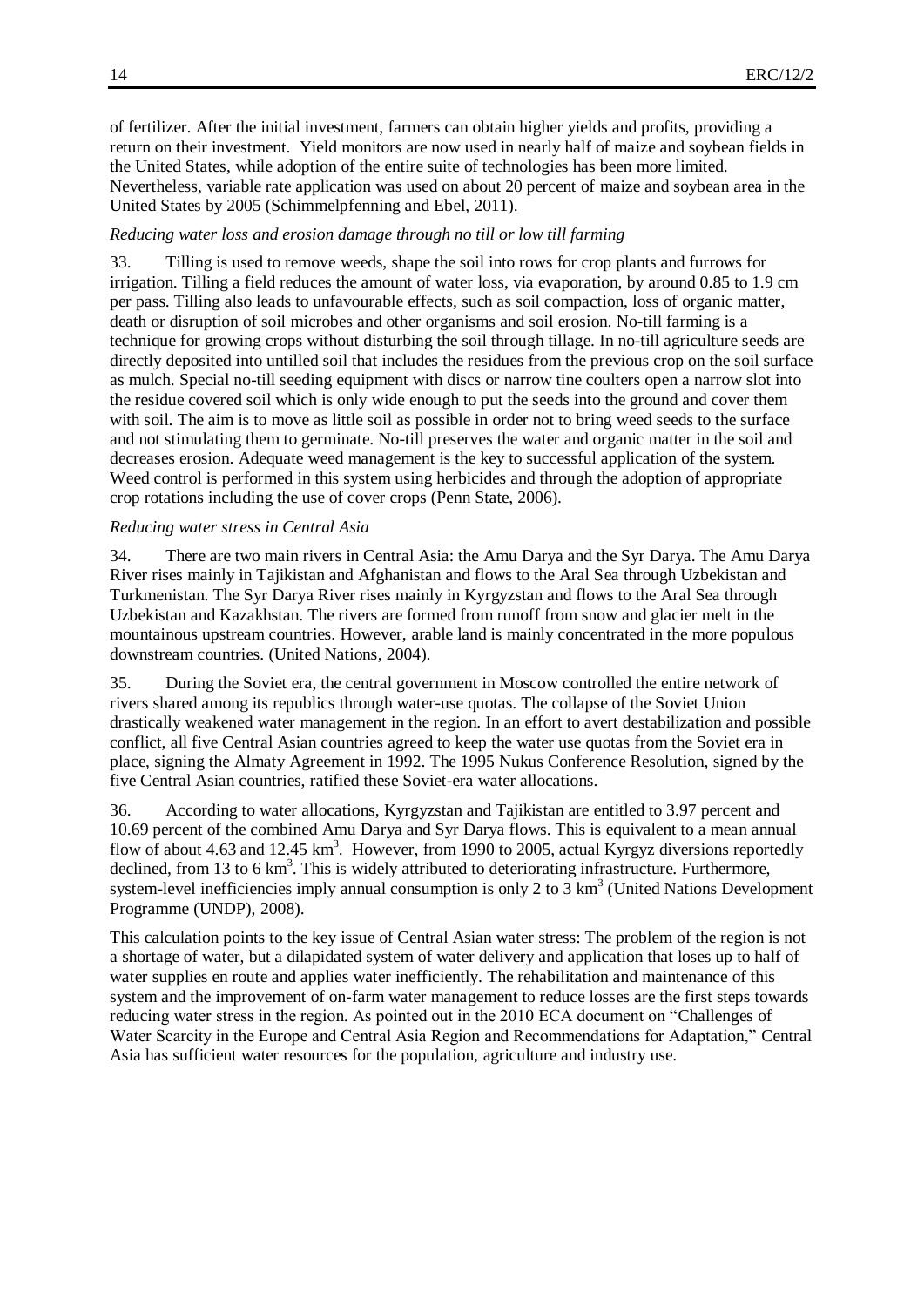of fertilizer. After the initial investment, farmers can obtain higher yields and profits, providing a return on their investment. Yield monitors are now used in nearly half of maize and soybean fields in the United States, while adoption of the entire suite of technologies has been more limited. Nevertheless, variable rate application was used on about 20 percent of maize and soybean area in the United States by 2005 (Schimmelpfenning and Ebel, 2011).

*Reducing water loss and erosion damage through no till or low till farming*

33. Tilling is used to remove weeds, shape the soil into rows for crop plants and furrows for irrigation. Tilling a field reduces the amount of water loss, via evaporation, by around 0.85 to 1.9 cm per pass. Tilling also leads to unfavourable effects, such as soil compaction, loss of organic matter, death or disruption of soil microbes and other organisms and soil erosion. No-till farming is a technique for growing crops without disturbing the soil through tillage. In no-till agriculture seeds are directly deposited into untilled soil that includes the residues from the previous crop on the soil surface as mulch. Special no-till seeding equipment with discs or narrow tine coulters open a narrow slot into the residue covered soil which is only wide enough to put the seeds into the ground and cover them with soil. The aim is to move as little soil as possible in order not to bring weed seeds to the surface and not stimulating them to germinate. No-till preserves the water and organic matter in the soil and decreases erosion. Adequate weed management is the key to successful application of the system. Weed control is performed in this system using herbicides and through the adoption of appropriate crop rotations including the use of cover crops (Penn State, 2006).

*Reducing water stress in Central Asia*

34. There are two main rivers in Central Asia: the Amu Darya and the Syr Darya. The Amu Darya River rises mainly in Tajikistan and Afghanistan and flows to the Aral Sea through Uzbekistan and Turkmenistan. The Syr Darya River rises mainly in Kyrgyzstan and flows to the Aral Sea through Uzbekistan and Kazakhstan. The rivers are formed from runoff from snow and glacier melt in the mountainous upstream countries. However, arable land is mainly concentrated in the more populous downstream countries. (United Nations, 2004).

35. During the Soviet era, the central government in Moscow controlled the entire network of rivers shared among its republics through water-use quotas. The collapse of the Soviet Union drastically weakened water management in the region. In an effort to avert destabilization and possible conflict, all five Central Asian countries agreed to keep the water use quotas from the Soviet era in place, signing the Almaty Agreement in 1992. The 1995 Nukus Conference Resolution, signed by the five Central Asian countries, ratified these Soviet-era water allocations.

36. According to water allocations, Kyrgyzstan and Tajikistan are entitled to 3.97 percent and 10.69 percent of the combined Amu Darya and Syr Darya flows. This is equivalent to a mean annual flow of about 4.63 and 12.45 $km^3$. However, from 1990 to 2005, actual Kyrgyz diversions reportedly declined, from 13 to 6 $km^3$. This is widely attributed to deteriorating infrastructure. Furthermore, system-level inefficiencies imply annual consumption is only 2 to 3 $km^3$ (United Nations Development Programme (UNDP), 2008).

This calculation points to the key issue of Central Asian water stress: The problem of the region is not a shortage of water, but a dilapidated system of water delivery and application that loses up to half of water supplies en route and applies water inefficiently. The rehabilitation and maintenance of this system and the improvement of on-farm water management to reduce losses are the first steps towards reducing water stress in the region. As pointed out in the 2010 ECA document on "Challenges of Water Scarcity in the Europe and Central Asia Region and Recommendations for Adaptation," Central Asia has sufficient water resources for the population, agriculture and industry use.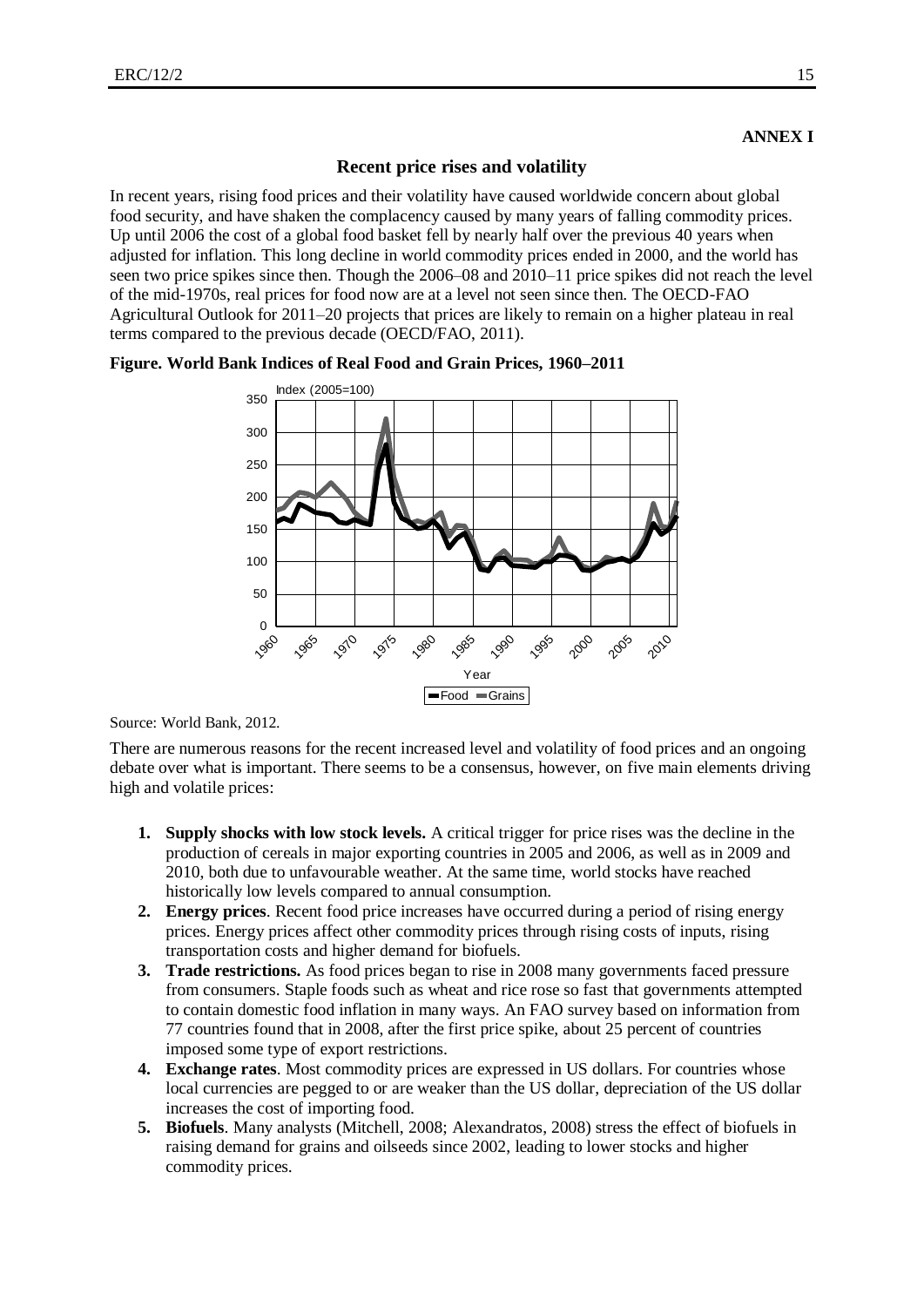**ANNEX I**

## Recent price rises and volatility

In recent years, rising food prices and their volatility have caused worldwide concern about global food security, and have shaken the complacency caused by many years of falling commodity prices. Up until 2006 the cost of a global food basket fell by nearly half over the previous 40 years when adjusted for inflation. This long decline in world commodity prices ended in 2000, and the world has seen two price spikes since then. Though the 2006–08 and 2010–11 price spikes did not reach the level of the mid-1970s, real prices for food now are at a level not seen since then. The OECD-FAO Agricultural Outlook for 2011–20 projects that prices are likely to remain on a higher plateau in real terms compared to the previous decade (OECD/FAO, 2011).

**Figure. World Bank Indices of Real Food and Grain Prices, 1960–2011**

Source: World Bank, 2012.

There are numerous reasons for the recent increased level and volatility of food prices and an ongoing debate over what is important. There seems to be a consensus, however, on five main elements driving high and volatile prices:

1. **Supply shocks with low stock levels.** A critical trigger for price rises was the decline in the production of cereals in major exporting countries in 2005 and 2006, as well as in 2009 and 2010, both due to unfavourable weather. At the same time, world stocks have reached historically low levels compared to annual consumption.
2. **Energy prices**. Recent food price increases have occurred during a period of rising energy prices. Energy prices affect other commodity prices through rising costs of inputs, rising transportation costs and higher demand for biofuels.
3. **Trade restrictions.** As food prices began to rise in 2008 many governments faced pressure from consumers. Staple foods such as wheat and rice rose so fast that governments attempted to contain domestic food inflation in many ways. An FAO survey based on information from 77 countries found that in 2008, after the first price spike, about 25 percent of countries imposed some type of export restrictions.
4. **Exchange rates**. Most commodity prices are expressed in US dollars. For countries whose local currencies are pegged to or are weaker than the US dollar, depreciation of the US dollar increases the cost of importing food.
5. **Biofuels**. Many analysts (Mitchell, 2008; Alexandratos, 2008) stress the effect of biofuels in raising demand for grains and oilseeds since 2002, leading to lower stocks and higher commodity prices.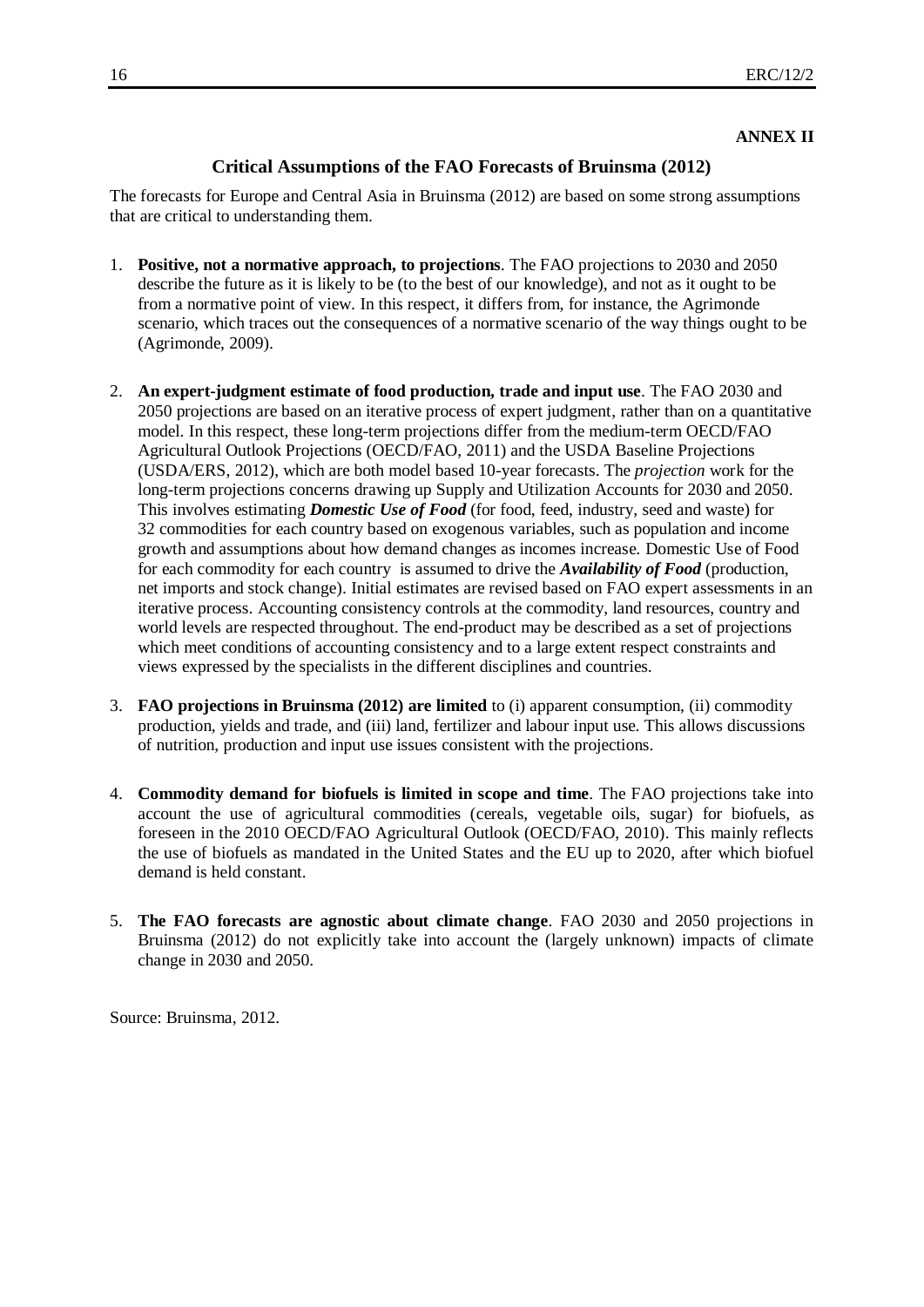**ANNEX II**

## Critical Assumptions of the FAO Forecasts of Bruinsma (2012)

The forecasts for Europe and Central Asia in Bruinsma (2012) are based on some strong assumptions that are critical to understanding them.

1. **Positive, not a normative approach, to projections**. The FAO projections to 2030 and 2050 describe the future as it is likely to be (to the best of our knowledge), and not as it ought to be from a normative point of view. In this respect, it differs from, for instance, the Agrimonde scenario, which traces out the consequences of a normative scenario of the way things ought to be (Agrimonde, 2009).

2. **An expert-judgment estimate of food production, trade and input use**. The FAO 2030 and 2050 projections are based on an iterative process of expert judgment, rather than on a quantitative model. In this respect, these long-term projections differ from the medium-term OECD/FAO Agricultural Outlook Projections (OECD/FAO, 2011) and the USDA Baseline Projections (USDA/ERS, 2012), which are both model based 10-year forecasts. The *projection* work for the long-term projections concerns drawing up Supply and Utilization Accounts for 2030 and 2050. This involves estimating ***Domestic Use of Food*** (for food, feed, industry, seed and waste) for 32 commodities for each country based on exogenous variables, such as population and income growth and assumptions about how demand changes as incomes increase. Domestic Use of Food for each commodity for each country is assumed to drive the ***Availability of Food*** (production, net imports and stock change). Initial estimates are revised based on FAO expert assessments in an iterative process. Accounting consistency controls at the commodity, land resources, country and world levels are respected throughout. The end-product may be described as a set of projections which meet conditions of accounting consistency and to a large extent respect constraints and views expressed by the specialists in the different disciplines and countries.

3. **FAO projections in Bruinsma (2012) are limited** to (i) apparent consumption, (ii) commodity production, yields and trade, and (iii) land, fertilizer and labour input use. This allows discussions of nutrition, production and input use issues consistent with the projections.

4. **Commodity demand for biofuels is limited in scope and time**. The FAO projections take into account the use of agricultural commodities (cereals, vegetable oils, sugar) for biofuels, as foreseen in the 2010 OECD/FAO Agricultural Outlook (OECD/FAO, 2010). This mainly reflects the use of biofuels as mandated in the United States and the EU up to 2020, after which biofuel demand is held constant.

5. **The FAO forecasts are agnostic about climate change**. FAO 2030 and 2050 projections in Bruinsma (2012) do not explicitly take into account the (largely unknown) impacts of climate change in 2030 and 2050.

Source: Bruinsma, 2012.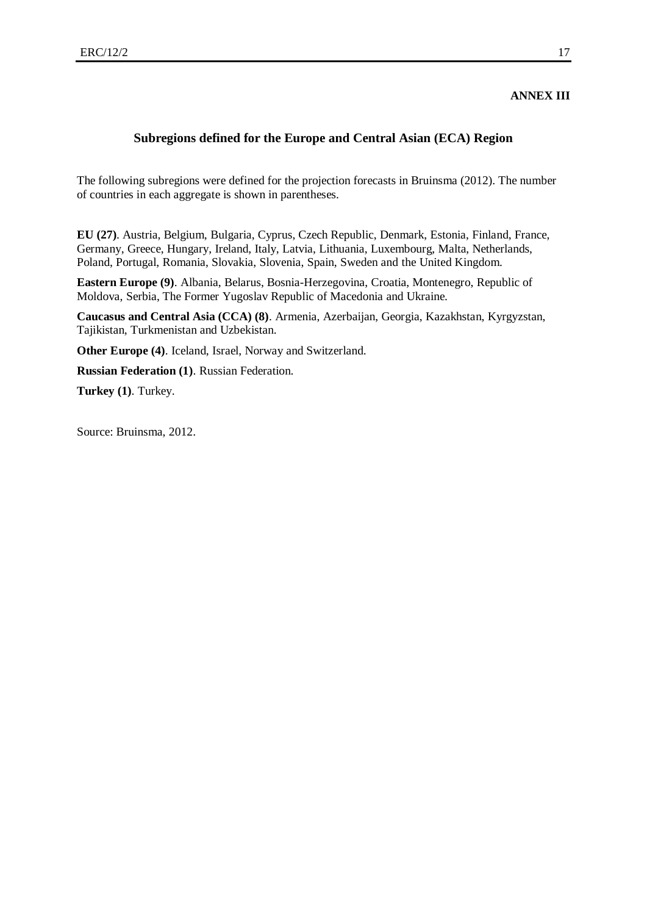**ANNEX III**

## Subregions defined for the Europe and Central Asian (ECA) Region

The following subregions were defined for the projection forecasts in Bruinsma (2012). The number of countries in each aggregate is shown in parentheses.

**EU (27)**. Austria, Belgium, Bulgaria, Cyprus, Czech Republic, Denmark, Estonia, Finland, France, Germany, Greece, Hungary, Ireland, Italy, Latvia, Lithuania, Luxembourg, Malta, Netherlands, Poland, Portugal, Romania, Slovakia, Slovenia, Spain, Sweden and the United Kingdom.

**Eastern Europe (9)**. Albania, Belarus, Bosnia-Herzegovina, Croatia, Montenegro, Republic of Moldova, Serbia, The Former Yugoslav Republic of Macedonia and Ukraine.

**Caucasus and Central Asia (CCA) (8)**. Armenia, Azerbaijan, Georgia, Kazakhstan, Kyrgyzstan, Tajikistan, Turkmenistan and Uzbekistan.

**Other Europe (4)**. Iceland, Israel, Norway and Switzerland.

**Russian Federation (1)**. Russian Federation.

**Turkey (1)**. Turkey.

Source: Bruinsma, 2012.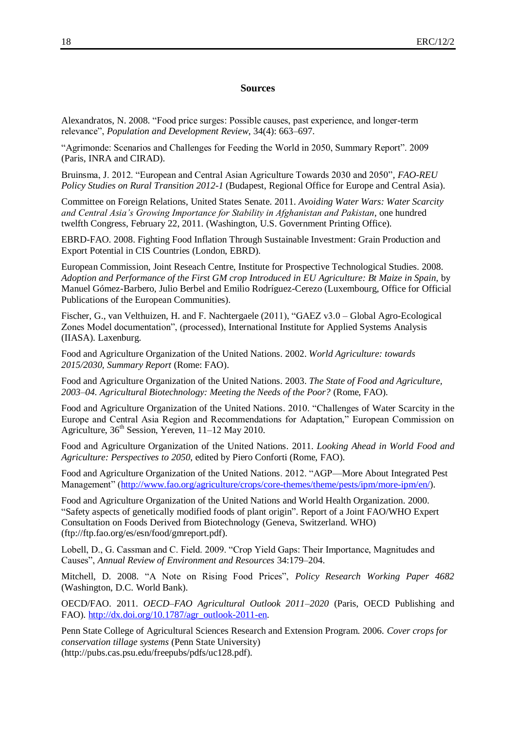## Sources

Alexandratos, N. 2008. "Food price surges: Possible causes, past experience, and longer-term relevance", *Population and Development Review*, 34(4): 663–697.

"Agrimonde: Scenarios and Challenges for Feeding the World in 2050, Summary Report". 2009 (Paris, INRA and CIRAD).

Bruinsma, J. 2012. "European and Central Asian Agriculture Towards 2030 and 2050", *FAO-REU Policy Studies on Rural Transition 2012-1* (Budapest, Regional Office for Europe and Central Asia).

Committee on Foreign Relations, United States Senate. 2011. *Avoiding Water Wars: Water Scarcity and Central Asia's Growing Importance for Stability in Afghanistan and Pakistan*, one hundred twelfth Congress, February 22, 2011. (Washington, U.S. Government Printing Office).

EBRD-FAO. 2008. Fighting Food Inflation Through Sustainable Investment: Grain Production and Export Potential in CIS Countries (London, EBRD).

European Commission, Joint Reseach Centre, Institute for Prospective Technological Studies. 2008. *Adoption and Performance of the First GM crop Introduced in EU Agriculture: Bt Maize in Spain*, by Manuel Gómez-Barbero, Julio Berbel and Emilio Rodríguez-Cerezo (Luxembourg, Office for Official Publications of the European Communities).

Fischer, G., van Velthuizen, H. and F. Nachtergaele (2011), "GAEZ v3.0 – Global Agro-Ecological Zones Model documentation", (processed), International Institute for Applied Systems Analysis (IIASA). Laxenburg.

Food and Agriculture Organization of the United Nations. 2002. *World Agriculture: towards 2015/2030, Summary Report* (Rome: FAO).

Food and Agriculture Organization of the United Nations. 2003. *The State of Food and Agriculture, 2003–04. Agricultural Biotechnology: Meeting the Needs of the Poor?* (Rome, FAO).

Food and Agriculture Organization of the United Nations. 2010. "Challenges of Water Scarcity in the Europe and Central Asia Region and Recommendations for Adaptation," European Commission on Agriculture, 36th Session, Yereven, 11–12 May 2010.

Food and Agriculture Organization of the United Nations. 2011. *Looking Ahead in World Food and Agriculture: Perspectives to 2050*, edited by Piero Conforti (Rome, FAO).

Food and Agriculture Organization of the United Nations. 2012. "AGP—More About Integrated Pest Management" (http://www.fao.org/agriculture/crops/core-themes/theme/pests/ipm/more-ipm/en/).

Food and Agriculture Organization of the United Nations and World Health Organization. 2000. "Safety aspects of genetically modified foods of plant origin". Report of a Joint FAO/WHO Expert Consultation on Foods Derived from Biotechnology (Geneva, Switzerland. WHO) (ftp://ftp.fao.org/es/esn/food/gmreport.pdf).

Lobell, D., G. Cassman and C. Field. 2009. "Crop Yield Gaps: Their Importance, Magnitudes and Causes", *Annual Review of Environment and Resources* 34:179–204.

Mitchell, D. 2008. "A Note on Rising Food Prices", *Policy Research Working Paper 4682* (Washington, D.C. World Bank).

OECD/FAO. 2011. *OECD–FAO Agricultural Outlook 2011–2020* (Paris, OECD Publishing and FAO). http://dx.doi.org/10.1787/agr_outlook-2011-en.

Penn State College of Agricultural Sciences Research and Extension Program. 2006. *Cover crops for conservation tillage systems* (Penn State University) (http://pubs.cas.psu.edu/freepubs/pdfs/uc128.pdf).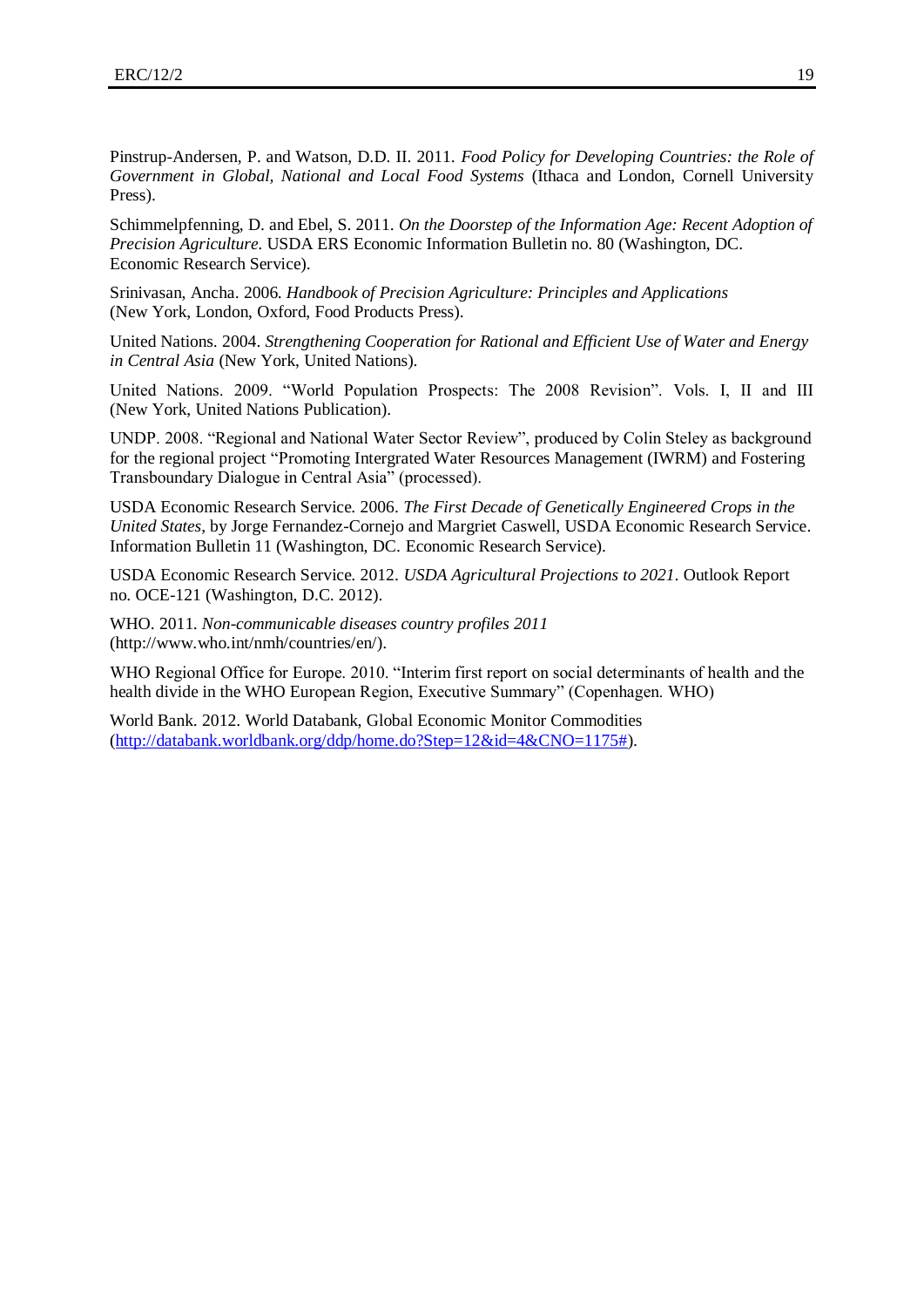Pinstrup-Andersen, P. and Watson, D.D. II. 2011. *Food Policy for Developing Countries: the Role of Government in Global, National and Local Food Systems* (Ithaca and London, Cornell University Press).

Schimmelpfenning, D. and Ebel, S. 2011. *On the Doorstep of the Information Age: Recent Adoption of Precision Agriculture*. USDA ERS Economic Information Bulletin no. 80 (Washington, DC. Economic Research Service).

Srinivasan, Ancha. 2006. *Handbook of Precision Agriculture: Principles and Applications* (New York, London, Oxford, Food Products Press).

United Nations. 2004. *Strengthening Cooperation for Rational and Efficient Use of Water and Energy in Central Asia* (New York, United Nations).

United Nations. 2009. "World Population Prospects: The 2008 Revision". Vols. I, II and III (New York, United Nations Publication).

UNDP. 2008. "Regional and National Water Sector Review", produced by Colin Steley as background for the regional project "Promoting Intergrated Water Resources Management (IWRM) and Fostering Transboundary Dialogue in Central Asia" (processed).

USDA Economic Research Service. 2006. *The First Decade of Genetically Engineered Crops in the United States*, by Jorge Fernandez-Cornejo and Margriet Caswell, USDA Economic Research Service. Information Bulletin 11 (Washington, DC. Economic Research Service).

USDA Economic Research Service. 2012. *USDA Agricultural Projections to 2021*. Outlook Report no. OCE-121 (Washington, D.C. 2012).

WHO. 2011. *Non-communicable diseases country profiles 2011* (http://www.who.int/nmh/countries/en/).

WHO Regional Office for Europe. 2010. "Interim first report on social determinants of health and the health divide in the WHO European Region, Executive Summary" (Copenhagen. WHO)

World Bank. 2012. World Databank, Global Economic Monitor Commodities (http://databank.worldbank.org/ddp/home.do?Step=12&id=4&CNO=1175#).